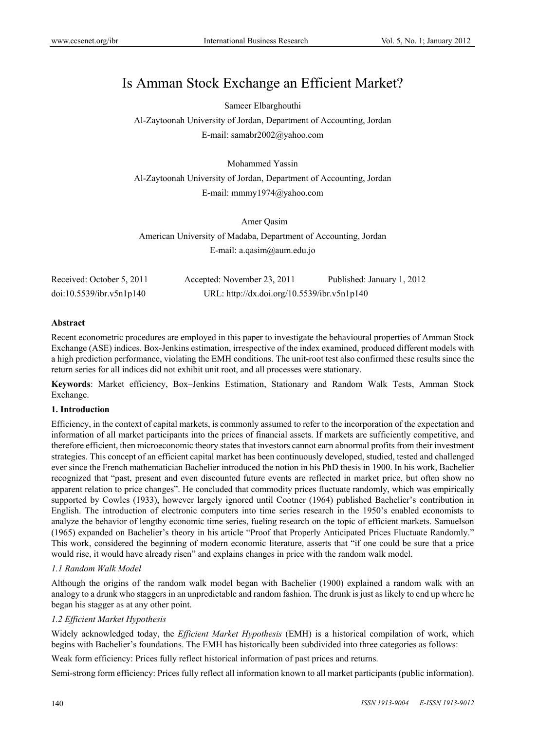# Is Amman Stock Exchange an Efficient Market?

Sameer Elbarghouthi

Al-Zaytoonah University of Jordan, Department of Accounting, Jordan

E-mail: samabr2002@yahoo.com

Mohammed Yassin

Al-Zaytoonah University of Jordan, Department of Accounting, Jordan

E-mail: mmmy1974@yahoo.com

Amer Qasim

American University of Madaba, Department of Accounting, Jordan

E-mail: a.qasim@aum.edu.jo

Received: October 5, 2011 Accepted: November 23, 2011 Published: January 1, 2012

doi:10.5539/ibr.v5n1p140 URL: http://dx.doi.org/10.5539/ibr.v5n1p140

**Abstract**

Recent econometric procedures are employed in this paper to investigate the behavioural properties of Amman Stock Exchange (ASE) indices. Box-Jenkins estimation, irrespective of the index examined, produced different models with a high prediction performance, violating the EMH conditions. The unit-root test also confirmed these results since the return series for all indices did not exhibit unit root, and all processes were stationary.

**Keywords**: Market efficiency, Box–Jenkins Estimation, Stationary and Random Walk Tests, Amman Stock Exchange.

## 1. Introduction

Efficiency, in the context of capital markets, is commonly assumed to refer to the incorporation of the expectation and information of all market participants into the prices of financial assets. If markets are sufficiently competitive, and therefore efficient, then microeconomic theory states that investors cannot earn abnormal profits from their investment strategies. This concept of an efficient capital market has been continuously developed, studied, tested and challenged ever since the French mathematician Bachelier introduced the notion in his PhD thesis in 1900. In his work, Bachelier recognized that "past, present and even discounted future events are reflected in market price, but often show no apparent relation to price changes". He concluded that commodity prices fluctuate randomly, which was empirically supported by Cowles (1933), however largely ignored until Cootner (1964) published Bachelier's contribution in English. The introduction of electronic computers into time series research in the 1950's enabled economists to analyze the behavior of lengthy economic time series, fueling research on the topic of efficient markets. Samuelson (1965) expanded on Bachelier's theory in his article "Proof that Properly Anticipated Prices Fluctuate Randomly." This work, considered the beginning of modern economic literature, asserts that "if one could be sure that a price would rise, it would have already risen" and explains changes in price with the random walk model.

### *1.1 Random Walk Model*

Although the origins of the random walk model began with Bachelier (1900) explained a random walk with an analogy to a drunk who staggers in an unpredictable and random fashion. The drunk is just as likely to end up where he began his stagger as at any other point.

### *1.2 Efficient Market Hypothesis*

Widely acknowledged today, the *Efficient Market Hypothesis* (EMH) is a historical compilation of work, which begins with Bachelier's foundations. The EMH has historically been subdivided into three categories as follows:

Weak form efficiency: Prices fully reflect historical information of past prices and returns.

Semi-strong form efficiency: Prices fully reflect all information known to all market participants (public information).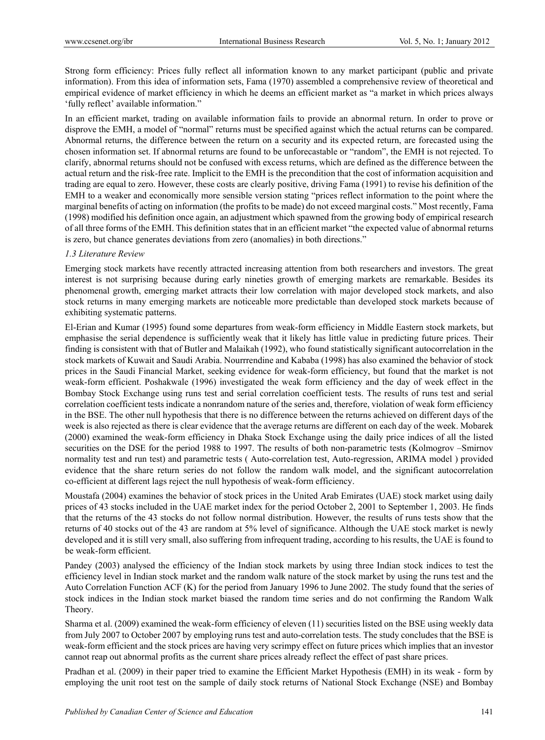Strong form efficiency: Prices fully reflect all information known to any market participant (public and private information). From this idea of information sets, Fama (1970) assembled a comprehensive review of theoretical and empirical evidence of market efficiency in which he deems an efficient market as "a market in which prices always 'fully reflect' available information."

In an efficient market, trading on available information fails to provide an abnormal return. In order to prove or disprove the EMH, a model of "normal" returns must be specified against which the actual returns can be compared. Abnormal returns, the difference between the return on a security and its expected return, are forecasted using the chosen information set. If abnormal returns are found to be unforecastable or "random", the EMH is not rejected. To clarify, abnormal returns should not be confused with excess returns, which are defined as the difference between the actual return and the risk-free rate. Implicit to the EMH is the precondition that the cost of information acquisition and trading are equal to zero. However, these costs are clearly positive, driving Fama (1991) to revise his definition of the EMH to a weaker and economically more sensible version stating "prices reflect information to the point where the marginal benefits of acting on information (the profits to be made) do not exceed marginal costs." Most recently, Fama (1998) modified his definition once again, an adjustment which spawned from the growing body of empirical research of all three forms of the EMH. This definition states that in an efficient market "the expected value of abnormal returns is zero, but chance generates deviations from zero (anomalies) in both directions."

### *1.3 Literature Review*

Emerging stock markets have recently attracted increasing attention from both researchers and investors. The great interest is not surprising because during early nineties growth of emerging markets are remarkable. Besides its phenomenal growth, emerging market attracts their low correlation with major developed stock markets, and also stock returns in many emerging markets are noticeable more predictable than developed stock markets because of exhibiting systematic patterns.

El-Erian and Kumar (1995) found some departures from weak-form efficiency in Middle Eastern stock markets, but emphasise the serial dependence is sufficiently weak that it likely has little value in predicting future prices. Their finding is consistent with that of Butler and Malaikah (1992), who found statistically significant autocorrelation in the stock markets of Kuwait and Saudi Arabia. Nourrrendine and Kababa (1998) has also examined the behavior of stock prices in the Saudi Financial Market, seeking evidence for weak-form efficiency, but found that the market is not weak-form efficient. Poshakwale (1996) investigated the weak form efficiency and the day of week effect in the Bombay Stock Exchange using runs test and serial correlation coefficient tests. The results of runs test and serial correlation coefficient tests indicate a nonrandom nature of the series and, therefore, violation of weak form efficiency in the BSE. The other null hypothesis that there is no difference between the returns achieved on different days of the week is also rejected as there is clear evidence that the average returns are different on each day of the week. Mobarek (2000) examined the weak-form efficiency in Dhaka Stock Exchange using the daily price indices of all the listed securities on the DSE for the period 1988 to 1997. The results of both non-parametric tests (Kolmogrov –Smirnov normality test and run test) and parametric tests ( Auto-correlation test, Auto-regression, ARIMA model ) provided evidence that the share return series do not follow the random walk model, and the significant autocorrelation co-efficient at different lags reject the null hypothesis of weak-form efficiency.

Moustafa (2004) examines the behavior of stock prices in the United Arab Emirates (UAE) stock market using daily prices of 43 stocks included in the UAE market index for the period October 2, 2001 to September 1, 2003. He finds that the returns of the 43 stocks do not follow normal distribution. However, the results of runs tests show that the returns of 40 stocks out of the 43 are random at 5% level of significance. Although the UAE stock market is newly developed and it is still very small, also suffering from infrequent trading, according to his results, the UAE is found to be weak-form efficient.

Pandey (2003) analysed the efficiency of the Indian stock markets by using three Indian stock indices to test the efficiency level in Indian stock market and the random walk nature of the stock market by using the runs test and the Auto Correlation Function ACF (K) for the period from January 1996 to June 2002. The study found that the series of stock indices in the Indian stock market biased the random time series and do not confirming the Random Walk Theory.

Sharma et al. (2009) examined the weak-form efficiency of eleven (11) securities listed on the BSE using weekly data from July 2007 to October 2007 by employing runs test and auto-correlation tests. The study concludes that the BSE is weak-form efficient and the stock prices are having very scrimpy effect on future prices which implies that an investor cannot reap out abnormal profits as the current share prices already reflect the effect of past share prices.

Pradhan et al. (2009) in their paper tried to examine the Efficient Market Hypothesis (EMH) in its weak - form by employing the unit root test on the sample of daily stock returns of National Stock Exchange (NSE) and Bombay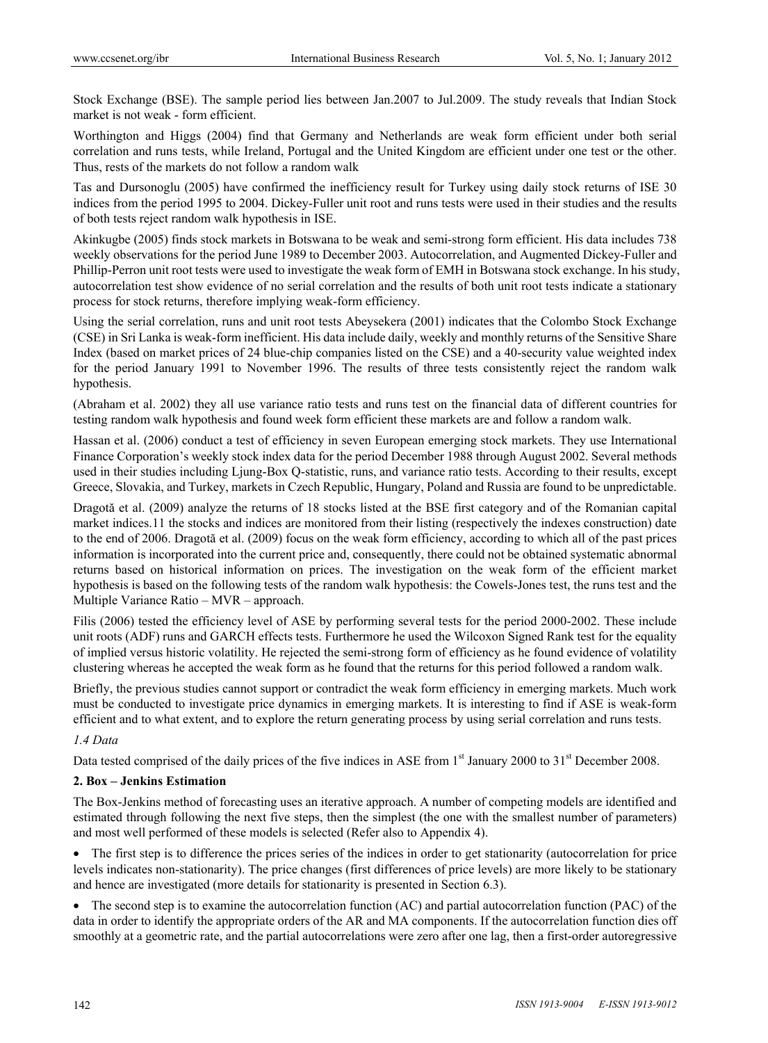Stock Exchange (BSE). The sample period lies between Jan.2007 to Jul.2009. The study reveals that Indian Stock market is not weak - form efficient.

Worthington and Higgs (2004) find that Germany and Netherlands are weak form efficient under both serial correlation and runs tests, while Ireland, Portugal and the United Kingdom are efficient under one test or the other. Thus, rests of the markets do not follow a random walk

Tas and Dursonoglu (2005) have confirmed the inefficiency result for Turkey using daily stock returns of ISE 30 indices from the period 1995 to 2004. Dickey-Fuller unit root and runs tests were used in their studies and the results of both tests reject random walk hypothesis in ISE.

Akinkugbe (2005) finds stock markets in Botswana to be weak and semi-strong form efficient. His data includes 738 weekly observations for the period June 1989 to December 2003. Autocorrelation, and Augmented Dickey-Fuller and Phillip-Perron unit root tests were used to investigate the weak form of EMH in Botswana stock exchange. In his study, autocorrelation test show evidence of no serial correlation and the results of both unit root tests indicate a stationary process for stock returns, therefore implying weak-form efficiency.

Using the serial correlation, runs and unit root tests Abeysekera (2001) indicates that the Colombo Stock Exchange (CSE) in Sri Lanka is weak-form inefficient. His data include daily, weekly and monthly returns of the Sensitive Share Index (based on market prices of 24 blue-chip companies listed on the CSE) and a 40-security value weighted index for the period January 1991 to November 1996. The results of three tests consistently reject the random walk hypothesis.

(Abraham et al. 2002) they all use variance ratio tests and runs test on the financial data of different countries for testing random walk hypothesis and found week form efficient these markets are and follow a random walk.

Hassan et al. (2006) conduct a test of efficiency in seven European emerging stock markets. They use International Finance Corporation's weekly stock index data for the period December 1988 through August 2002. Several methods used in their studies including Ljung-Box Q-statistic, runs, and variance ratio tests. According to their results, except Greece, Slovakia, and Turkey, markets in Czech Republic, Hungary, Poland and Russia are found to be unpredictable.

Dragotă et al. (2009) analyze the returns of 18 stocks listed at the BSE first category and of the Romanian capital market indices.11 the stocks and indices are monitored from their listing (respectively the indexes construction) date to the end of 2006. Dragotă et al. (2009) focus on the weak form efficiency, according to which all of the past prices information is incorporated into the current price and, consequently, there could not be obtained systematic abnormal returns based on historical information on prices. The investigation on the weak form of the efficient market hypothesis is based on the following tests of the random walk hypothesis: the Cowels-Jones test, the runs test and the Multiple Variance Ratio – MVR – approach.

Filis (2006) tested the efficiency level of ASE by performing several tests for the period 2000-2002. These include unit roots (ADF) runs and GARCH effects tests. Furthermore he used the Wilcoxon Signed Rank test for the equality of implied versus historic volatility. He rejected the semi-strong form of efficiency as he found evidence of volatility clustering whereas he accepted the weak form as he found that the returns for this period followed a random walk.

Briefly, the previous studies cannot support or contradict the weak form efficiency in emerging markets. Much work must be conducted to investigate price dynamics in emerging markets. It is interesting to find if ASE is weak-form efficient and to what extent, and to explore the return generating process by using serial correlation and runs tests.

### *1.4 Data*

Data tested comprised of the daily prices of the five indices in ASE from 1st January 2000 to 31st December 2008.

## 2. Box – Jenkins Estimation

The Box-Jenkins method of forecasting uses an iterative approach. A number of competing models are identified and estimated through following the next five steps, then the simplest (the one with the smallest number of parameters) and most well performed of these models is selected (Refer also to Appendix 4).

- The first step is to difference the prices series of the indices in order to get stationarity (autocorrelation for price levels indicates non-stationarity). The price changes (first differences of price levels) are more likely to be stationary and hence are investigated (more details for stationarity is presented in Section 6.3).
- The second step is to examine the autocorrelation function (AC) and partial autocorrelation function (PAC) of the data in order to identify the appropriate orders of the AR and MA components. If the autocorrelation function dies off smoothly at a geometric rate, and the partial autocorrelations were zero after one lag, then a first-order autoregressive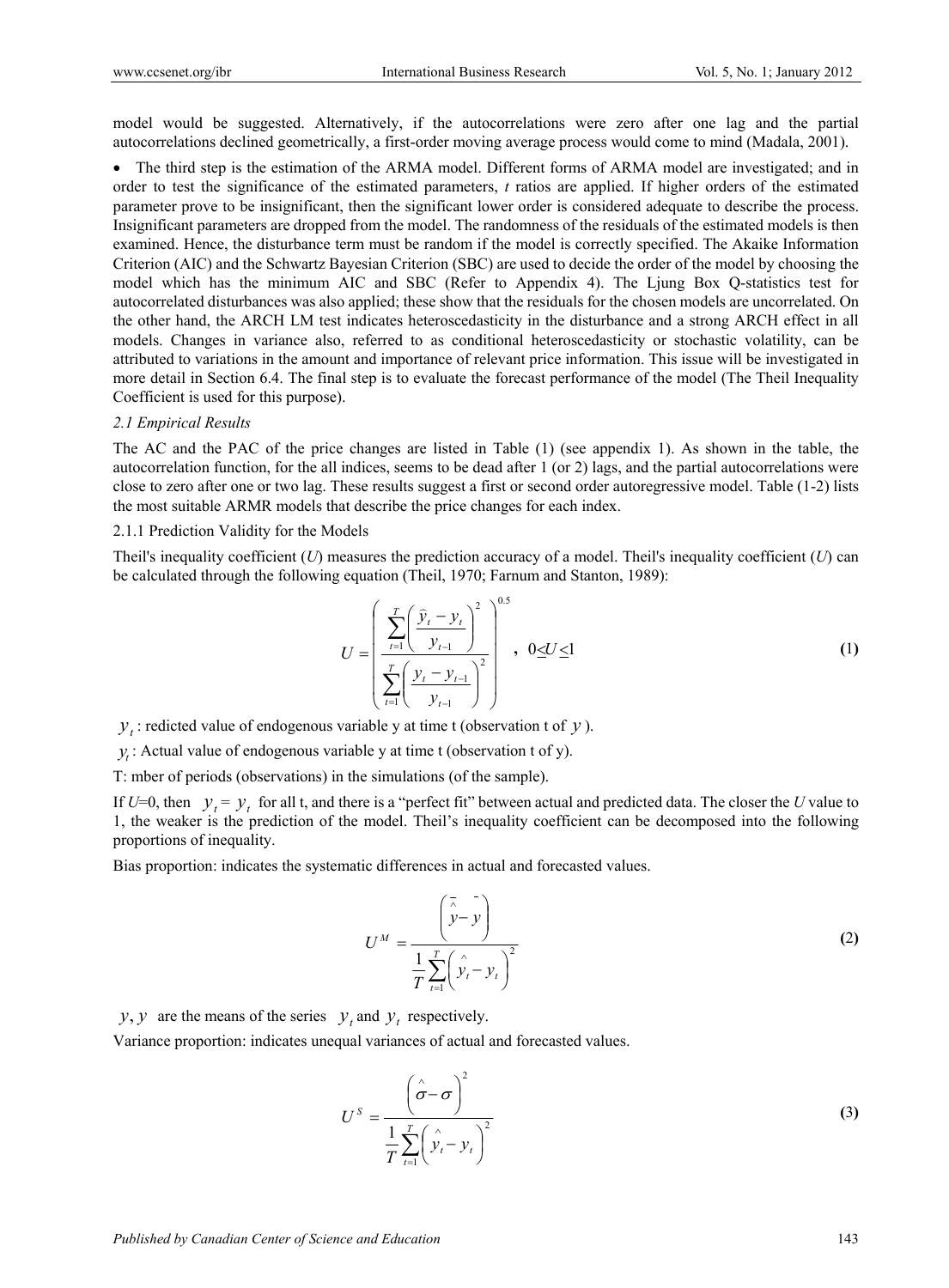model would be suggested. Alternatively, if the autocorrelations were zero after one lag and the partial autocorrelations declined geometrically, a first-order moving average process would come to mind (Madala, 2001).

- The third step is the estimation of the ARMA model. Different forms of ARMA model are investigated; and in order to test the significance of the estimated parameters, *t* ratios are applied. If higher orders of the estimated parameter prove to be insignificant, then the significant lower order is considered adequate to describe the process. Insignificant parameters are dropped from the model. The randomness of the residuals of the estimated models is then examined. Hence, the disturbance term must be random if the model is correctly specified. The Akaike Information Criterion (AIC) and the Schwartz Bayesian Criterion (SBC) are used to decide the order of the model by choosing the model which has the minimum AIC and SBC (Refer to Appendix 4). The Ljung Box Q-statistics test for autocorrelated disturbances was also applied; these show that the residuals for the chosen models are uncorrelated. On the other hand, the ARCH LM test indicates heteroscedasticity in the disturbance and a strong ARCH effect in all models. Changes in variance also, referred to as conditional heteroscedasticity or stochastic volatility, can be attributed to variations in the amount and importance of relevant price information. This issue will be investigated in more detail in Section 6.4. The final step is to evaluate the forecast performance of the model (The Theil Inequality Coefficient is used for this purpose).

### *2.1 Empirical Results*

The AC and the PAC of the price changes are listed in Table (1) (see appendix 1). As shown in the table, the autocorrelation function, for the all indices, seems to be dead after 1 (or 2) lags, and the partial autocorrelations were close to zero after one or two lag. These results suggest a first or second order autoregressive model. Table (1-2) lists the most suitable ARMR models that describe the price changes for each index.

#### 2.1.1 Prediction Validity for the Models

Theil's inequality coefficient (*U*) measures the prediction accuracy of a model. Theil's inequality coefficient (*U*) can be calculated through the following equation (Theil, 1970; Farnum and Stanton, 1989):

$$U = \left( \frac{\sum_{t=1}^{T} \left( \frac{\hat{y}_t - y_t}{y_{t-1}} \right)^2}{\sum_{t=1}^{T} \left( \frac{y_t - y_{t-1}}{y_{t-1}} \right)^2} \right)^{0.5}, \quad 0 \leq U \leq 1 \tag{1}$$

$\hat{y}_t$ : redicted value of endogenous variable y at time t (observation t of $\hat{y}$ ).

$y_t$ : Actual value of endogenous variable y at time t (observation t of y).

T: mber of periods (observations) in the simulations (of the sample).

If *U*=0, then $\hat{y}_t = y_t$ for all t, and there is a "perfect fit" between actual and predicted data. The closer the *U* value to 1, the weaker is the prediction of the model. Theil's inequality coefficient can be decomposed into the following proportions of inequality.

Bias proportion: indicates the systematic differences in actual and forecasted values.

$$U^M = \frac{\left( \bar{\hat{y}} - \bar{y} \right)}{\frac{1}{T} \sum_{t=1}^{T} \left( \hat{y}_t - y_t \right)^2} \tag{2}$$

$\bar{\hat{y}}, \bar{y}$ are the means of the series $\hat{y}_t$ and $y_t$ respectively.

Variance proportion: indicates unequal variances of actual and forecasted values.

$$U^S = \frac{\left( \hat{\sigma} - \sigma \right)^2}{\frac{1}{T} \sum_{t=1}^{T} \left( \hat{y}_t - y_t \right)^2} \tag{3}$$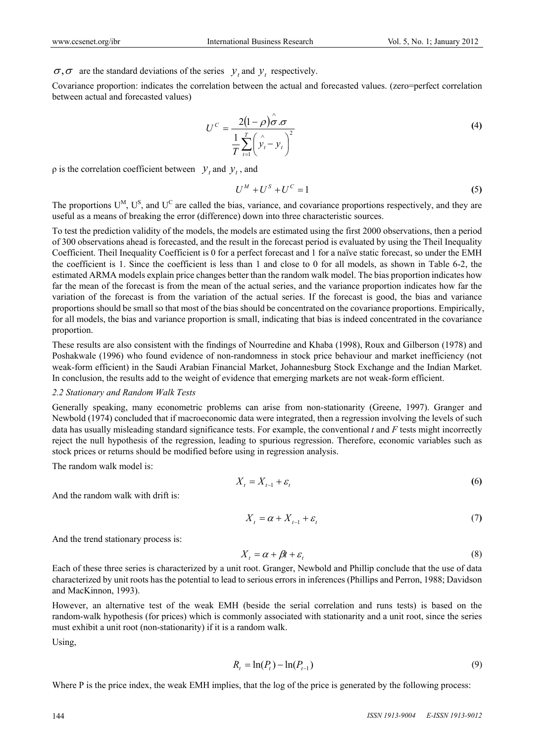$\hat{\sigma}, \sigma$ are the standard deviations of the series $\hat{y}_t$ and $y_t$ respectively.

Covariance proportion: indicates the correlation between the actual and forecasted values. (zero=perfect correlation between actual and forecasted values)

$$U^C = \frac{2(1-\rho)\hat{\sigma}.\sigma}{\frac{1}{T}\sum_{t=1}^{T}\left(\hat{y}_t - y_t\right)^2} \tag{4}$$

ρ is the correlation coefficient between $\hat{y}_t$ and $y_t$, and

$$U^M + U^S + U^C = 1 \tag{5}$$

The proportions $U^M$, $U^S$, and $U^C$ are called the bias, variance, and covariance proportions respectively, and they are useful as a means of breaking the error (difference) down into three characteristic sources.

To test the prediction validity of the models, the models are estimated using the first 2000 observations, then a period of 300 observations ahead is forecasted, and the result in the forecast period is evaluated by using the Theil Inequality Coefficient. Theil Inequality Coefficient is 0 for a perfect forecast and 1 for a naïve static forecast, so under the EMH the coefficient is 1. Since the coefficient is less than 1 and close to 0 for all models, as shown in Table 6-2, the estimated ARMA models explain price changes better than the random walk model. The bias proportion indicates how far the mean of the forecast is from the mean of the actual series, and the variance proportion indicates how far the variation of the forecast is from the variation of the actual series. If the forecast is good, the bias and variance proportions should be small so that most of the bias should be concentrated on the covariance proportions. Empirically, for all models, the bias and variance proportion is small, indicating that bias is indeed concentrated in the covariance proportion.

These results are also consistent with the findings of Nourredine and Khaba (1998), Roux and Gilberson (1978) and Poshakwale (1996) who found evidence of non-randomness in stock price behaviour and market inefficiency (not weak-form efficient) in the Saudi Arabian Financial Market, Johannesburg Stock Exchange and the Indian Market. In conclusion, the results add to the weight of evidence that emerging markets are not weak-form efficient.

*2.2 Stationary and Random Walk Tests*

Generally speaking, many econometric problems can arise from non-stationarity (Greene, 1997). Granger and Newbold (1974) concluded that if macroeconomic data were integrated, then a regression involving the levels of such data has usually misleading standard significance tests. For example, the conventional *t* and *F* tests might incorrectly reject the null hypothesis of the regression, leading to spurious regression. Therefore, economic variables such as stock prices or returns should be modified before using in regression analysis.

The random walk model is:

$$X_t = X_{t-1} + \varepsilon_t \tag{6}$$

And the random walk with drift is:

$$X_t = \alpha + X_{t-1} + \varepsilon_t \tag{7}$$

And the trend stationary process is:

$$X_t = \alpha + \beta t + \varepsilon_t \tag{8}$$

Each of these three series is characterized by a unit root. Granger, Newbold and Phillip conclude that the use of data characterized by unit roots has the potential to lead to serious errors in inferences (Phillips and Perron, 1988; Davidson and MacKinnon, 1993).

However, an alternative test of the weak EMH (beside the serial correlation and runs tests) is based on the random-walk hypothesis (for prices) which is commonly associated with stationarity and a unit root, since the series must exhibit a unit root (non-stationarity) if it is a random walk.

Using,

$$R_t = \ln(P_t) - \ln(P_{t-1}) \tag{9}$$

Where P is the price index, the weak EMH implies, that the log of the price is generated by the following process: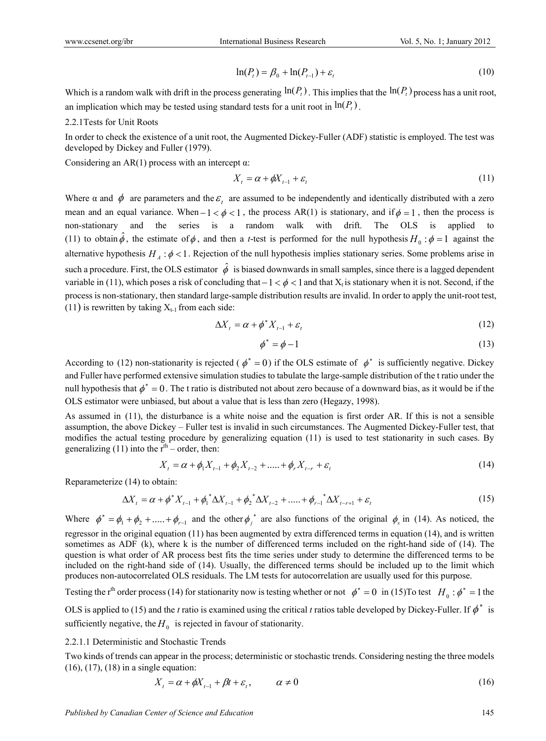$$\ln(P_t) = \beta_0 + \ln(P_{t-1}) + \varepsilon_t \tag{10}$$

Which is a random walk with drift in the process generating $\ln(P_t)$. This implies that the $\ln(P_t)$ process has a unit root, an implication which may be tested using standard tests for a unit root in $\ln(P_t)$.

### 2.2.1 Tests for Unit Roots

In order to check the existence of a unit root, the Augmented Dickey-Fuller (ADF) statistic is employed. The test was developed by Dickey and Fuller (1979).

Considering an AR(1) process with an intercept α:

$$X_t = \alpha + \phi X_{t-1} + \varepsilon_t \tag{11}$$

Where α and $\phi$ are parameters and the $\varepsilon_t$ are assumed to be independently and identically distributed with a zero mean and an equal variance. When $-1 < \phi < 1$, the process AR(1) is stationary, and if $\phi = 1$, then the process is non-stationary and the series is a random walk with drift. The OLS is applied to (11) to obtain $\hat{\phi}$, the estimate of $\phi$, and then a *t*-test is performed for the null hypothesis $H_0 : \phi = 1$ against the alternative hypothesis $H_A : \phi < 1$. Rejection of the null hypothesis implies stationary series. Some problems arise in such a procedure. First, the OLS estimator $\hat{\phi}$ is biased downwards in small samples, since there is a lagged dependent variable in (11), which poses a risk of concluding that $-1 < \phi < 1$ and that $X_t$ is stationary when it is not. Second, if the process is non-stationary, then standard large-sample distribution results are invalid. In order to apply the unit-root test, (11) is rewritten by taking $X_{t-1}$ from each side:

$$\Delta X_t = \alpha + \phi^* X_{t-1} + \varepsilon_t \tag{12}$$

$$\phi^* = \phi - 1 \tag{13}$$

According to (12) non-stationarity is rejected ($\phi^* = 0$) if the OLS estimate of $\phi^*$ is sufficiently negative. Dickey and Fuller have performed extensive simulation studies to tabulate the large-sample distribution of the t ratio under the null hypothesis that $\phi^* = 0$. The t ratio is distributed not about zero because of a downward bias, as it would be if the OLS estimator were unbiased, but about a value that is less than zero (Hegazy, 1998).

As assumed in (11), the disturbance is a white noise and the equation is first order AR. If this is not a sensible assumption, the above Dickey – Fuller test is invalid in such circumstances. The Augmented Dickey-Fuller test, that modifies the actual testing procedure by generalizing equation (11) is used to test stationarity in such cases. By generalizing (11) into the r[th] – order, then:

$$X_t = \alpha + \phi_1 X_{t-1} + \phi_2 X_{t-2} + ..... + \phi_r X_{t-r} + \varepsilon_t \tag{14}$$

Reparameterize (14) to obtain:

$$\Delta X_t = \alpha + \phi^* X_{t-1} + \phi_1^* \Delta X_{t-1} + \phi_2^* \Delta X_{t-2} + ..... + \phi_{r-1}^* \Delta X_{t-r+1} + \varepsilon_t \tag{15}$$

Where $\phi^* = \phi_1 + \phi_2 + ..... + \phi_{r-1}$ and the other $\phi_j^*$ are also functions of the original $\phi_s$ in (14). As noticed, the regressor in the original equation (11) has been augmented by extra differenced terms in equation (14), and is written sometimes as ADF (k), where k is the number of differenced terms included on the right-hand side of (14). The question is what order of AR process best fits the time series under study to determine the differenced terms to be included on the right-hand side of (14). Usually, the differenced terms should be included up to the limit which produces non-autocorrelated OLS residuals. The LM tests for autocorrelation are usually used for this purpose.

Testing the r[th] order process (14) for stationarity now is testing whether or not $\phi^* = 0$ in (15)To test $H_0 : \phi^* = 1$ the OLS is applied to (15) and the *t* ratio is examined using the critical *t* ratios table developed by Dickey-Fuller. If $\phi^*$ is sufficiently negative, the $H_0$ is rejected in favour of stationarity.

#### 2.2.1.1 Deterministic and Stochastic Trends

Two kinds of trends can appear in the process; deterministic or stochastic trends. Considering nesting the three models (16), (17), (18) in a single equation:

$$X_t = \alpha + \phi X_{t-1} + \beta t + \varepsilon_t, \qquad \alpha \neq 0 \tag{16}$$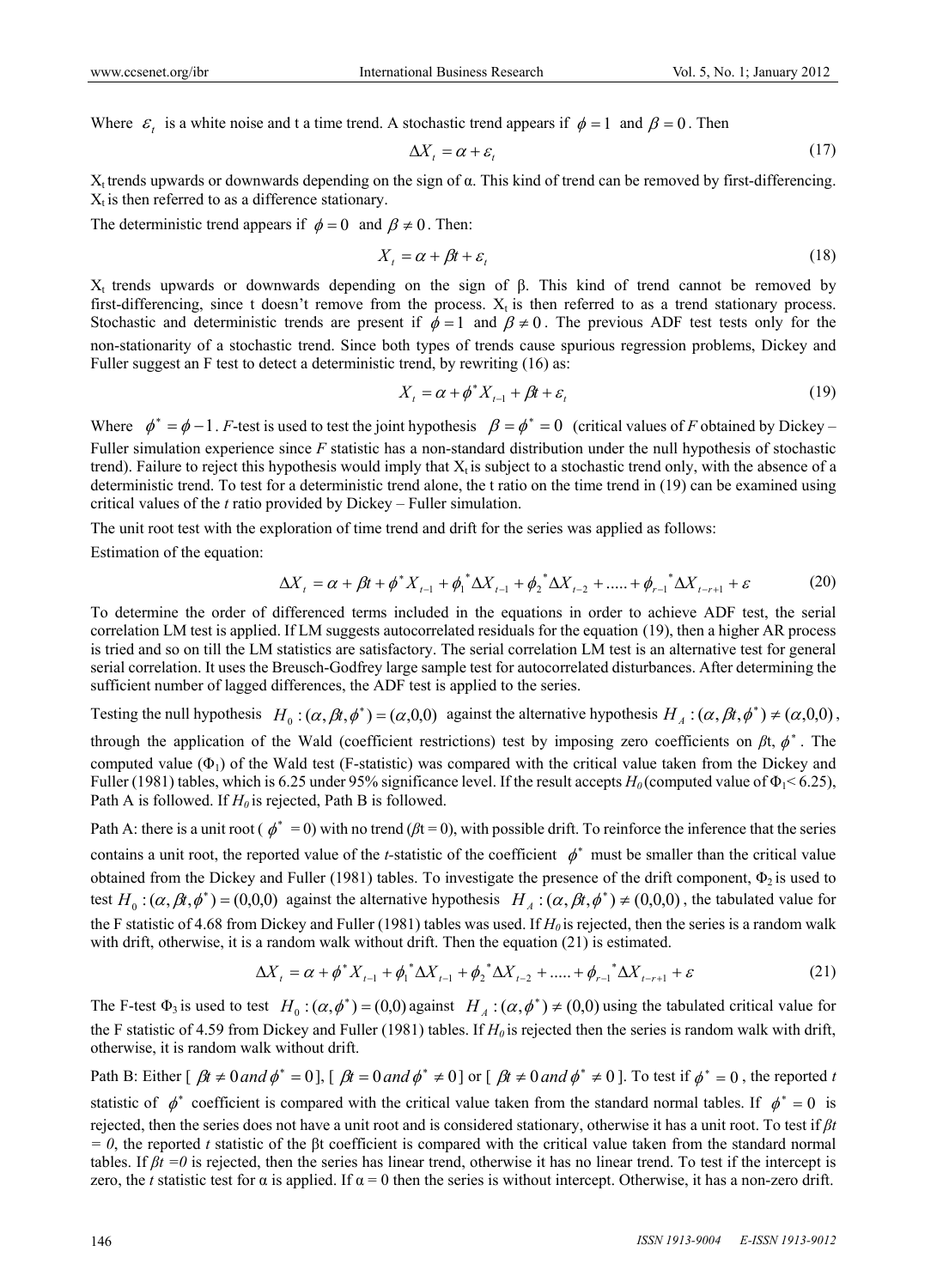Where $\varepsilon_t$ is a white noise and t a time trend. A stochastic trend appears if $\phi = 1$ and $\beta = 0$. Then

$$\Delta X_t = \alpha + \varepsilon_t \tag{17}$$

$X_t$ trends upwards or downwards depending on the sign of α. This kind of trend can be removed by first-differencing. $X_t$ is then referred to as a difference stationary.

The deterministic trend appears if $\phi = 0$ and $\beta \neq 0$. Then:

$$X_t = \alpha + \beta t + \varepsilon_t \tag{18}$$

$X_t$ trends upwards or downwards depending on the sign of β. This kind of trend cannot be removed by first-differencing, since t doesn't remove from the process. $X_t$ is then referred to as a trend stationary process. Stochastic and deterministic trends are present if $\phi = 1$ and $\beta \neq 0$. The previous ADF test tests only for the non-stationarity of a stochastic trend. Since both types of trends cause spurious regression problems, Dickey and Fuller suggest an F test to detect a deterministic trend, by rewriting (16) as:

$$X_t = \alpha + \phi^* X_{t-1} + \beta t + \varepsilon_t \tag{19}$$

Where $\phi^* = \phi - 1$. *F*-test is used to test the joint hypothesis $\beta = \phi^* = 0$ (critical values of *F* obtained by Dickey – Fuller simulation experience since *F* statistic has a non-standard distribution under the null hypothesis of stochastic trend). Failure to reject this hypothesis would imply that $X_t$ is subject to a stochastic trend only, with the absence of a deterministic trend. To test for a deterministic trend alone, the t ratio on the time trend in (19) can be examined using critical values of the *t* ratio provided by Dickey – Fuller simulation.

The unit root test with the exploration of time trend and drift for the series was applied as follows:

Estimation of the equation:

$$\Delta X_t = \alpha + \beta t + \phi^* X_{t-1} + \phi_1^* \Delta X_{t-1} + \phi_2^* \Delta X_{t-2} + ..... + \phi_{r-1}^* \Delta X_{t-r+1} + \varepsilon \tag{20}$$

To determine the order of differenced terms included in the equations in order to achieve ADF test, the serial correlation LM test is applied. If LM suggests autocorrelated residuals for the equation (19), then a higher AR process is tried and so on till the LM statistics are satisfactory. The serial correlation LM test is an alternative test for general serial correlation. It uses the Breusch-Godfrey large sample test for autocorrelated disturbances. After determining the sufficient number of lagged differences, the ADF test is applied to the series.

Testing the null hypothesis $H_0 : (\alpha, \beta t, \phi^*) = (\alpha, 0, 0)$ against the alternative hypothesis $H_A : (\alpha, \beta t, \phi^*) \neq (\alpha, 0, 0)$, through the application of the Wald (coefficient restrictions) test by imposing zero coefficients on $\beta$t, $\phi^*$. The computed value ($\Phi_1$) of the Wald test (F-statistic) was compared with the critical value taken from the Dickey and Fuller (1981) tables, which is 6.25 under 95% significance level. If the result accepts $H_0$ (computed value of $\Phi_1$ < 6.25), Path A is followed. If $H_0$ is rejected, Path B is followed.

Path A: there is a unit root ($\phi^* = 0$) with no trend ($\beta$t = 0), with possible drift. To reinforce the inference that the series contains a unit root, the reported value of the *t*-statistic of the coefficient $\phi^*$ must be smaller than the critical value obtained from the Dickey and Fuller (1981) tables. To investigate the presence of the drift component, $\Phi_2$ is used to test $H_0 : (\alpha, \beta t, \phi^*) = (0, 0, 0)$ against the alternative hypothesis $H_A : (\alpha, \beta t, \phi^*) \neq (0, 0, 0)$, the tabulated value for the F statistic of 4.68 from Dickey and Fuller (1981) tables was used. If $H_0$ is rejected, then the series is a random walk with drift, otherwise, it is a random walk without drift. Then the equation (21) is estimated.

$$\Delta X_t = \alpha + \phi^* X_{t-1} + \phi_1^* \Delta X_{t-1} + \phi_2^* \Delta X_{t-2} + ..... + \phi_{r-1}^* \Delta X_{t-r+1} + \varepsilon \tag{21}$$

The F-test $\Phi_3$ is used to test $H_0 : (\alpha, \phi^*) = (0, 0)$ against $H_A : (\alpha, \phi^*) \neq (0, 0)$ using the tabulated critical value for the F statistic of 4.59 from Dickey and Fuller (1981) tables. If $H_0$ is rejected then the series is random walk with drift, otherwise, it is random walk without drift.

Path B: Either [ $\beta t \neq 0$ *and* $\phi^* = 0$ ], [ $\beta t = 0$ *and* $\phi^* \neq 0$ ] or [ $\beta t \neq 0$ *and* $\phi^* \neq 0$ ]. To test if $\phi^* = 0$, the reported *t* statistic of $\phi^*$ coefficient is compared with the critical value taken from the standard normal tables. If $\phi^* = 0$ is rejected, then the series does not have a unit root and is considered stationary, otherwise it has a unit root. To test if *βt = 0*, the reported *t* statistic of the βt coefficient is compared with the critical value taken from the standard normal tables. If *βt =0* is rejected, then the series has linear trend, otherwise it has no linear trend. To test if the intercept is zero, the *t* statistic test for α is applied. If α = 0 then the series is without intercept. Otherwise, it has a non-zero drift.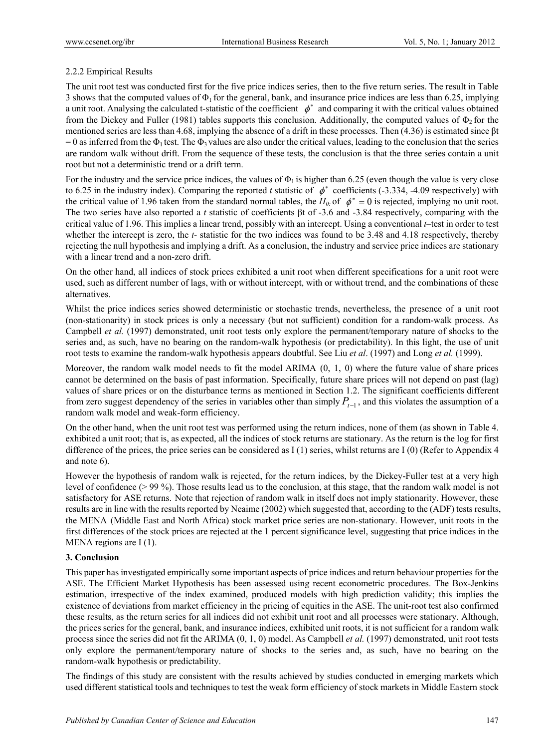#### 2.2.2 Empirical Results

The unit root test was conducted first for the five price indices series, then to the five return series. The result in Table 3 shows that the computed values of $\Phi_1$ for the general, bank, and insurance price indices are less than 6.25, implying a unit root. Analysing the calculated t-statistic of the coefficient $\phi^*$ and comparing it with the critical values obtained from the Dickey and Fuller (1981) tables supports this conclusion. Additionally, the computed values of $\Phi_2$ for the mentioned series are less than 4.68, implying the absence of a drift in these processes. Then (4.36) is estimated since $\beta t = 0$ as inferred from the $\Phi_1$ test. The $\Phi_3$ values are also under the critical values, leading to the conclusion that the series are random walk without drift. From the sequence of these tests, the conclusion is that the three series contain a unit root but not a deterministic trend or a drift term.

For the industry and the service price indices, the values of $\Phi_1$ is higher than 6.25 (even though the value is very close to 6.25 in the industry index). Comparing the reported *t* statistic of $\phi^*$ coefficients (-3.334, -4.09 respectively) with the critical value of 1.96 taken from the standard normal tables, the $H_0$ of $\phi^* = 0$ is rejected, implying no unit root. The two series have also reported a *t* statistic of coefficients $\beta t$ of -3.6 and -3.84 respectively, comparing with the critical value of 1.96. This implies a linear trend, possibly with an intercept. Using a conventional *t*–test in order to test whether the intercept is zero, the *t*- statistic for the two indices was found to be 3.48 and 4.18 respectively, thereby rejecting the null hypothesis and implying a drift. As a conclusion, the industry and service price indices are stationary with a linear trend and a non-zero drift.

On the other hand, all indices of stock prices exhibited a unit root when different specifications for a unit root were used, such as different number of lags, with or without intercept, with or without trend, and the combinations of these alternatives.

Whilst the price indices series showed deterministic or stochastic trends, nevertheless, the presence of a unit root (non-stationarity) in stock prices is only a necessary (but not sufficient) condition for a random-walk process. As Campbell *et al.* (1997) demonstrated, unit root tests only explore the permanent/temporary nature of shocks to the series and, as such, have no bearing on the random-walk hypothesis (or predictability). In this light, the use of unit root tests to examine the random-walk hypothesis appears doubtful. See Liu *et al*. (1997) and Long *et al.* (1999).

Moreover, the random walk model needs to fit the model ARIMA (0, 1, 0) where the future value of share prices cannot be determined on the basis of past information. Specifically, future share prices will not depend on past (lag) values of share prices or on the disturbance terms as mentioned in Section 1.2. The significant coefficients different from zero suggest dependency of the series in variables other than simply $P_{t-1}$, and this violates the assumption of a random walk model and weak-form efficiency.

On the other hand, when the unit root test was performed using the return indices, none of them (as shown in Table 4. exhibited a unit root; that is, as expected, all the indices of stock returns are stationary. As the return is the log for first difference of the prices, the price series can be considered as I (1) series, whilst returns are I (0) (Refer to Appendix 4 and note 6).

However the hypothesis of random walk is rejected, for the return indices, by the Dickey-Fuller test at a very high level of confidence (> 99 %). Those results lead us to the conclusion, at this stage, that the random walk model is not satisfactory for ASE returns. Note that rejection of random walk in itself does not imply stationarity. However, these results are in line with the results reported by Neaime (2002) which suggested that, according to the (ADF) tests results, the MENA (Middle East and North Africa) stock market price series are non-stationary. However, unit roots in the first differences of the stock prices are rejected at the 1 percent significance level, suggesting that price indices in the MENA regions are I (1).

## 3. Conclusion

This paper has investigated empirically some important aspects of price indices and return behaviour properties for the ASE. The Efficient Market Hypothesis has been assessed using recent econometric procedures. The Box-Jenkins estimation, irrespective of the index examined, produced models with high prediction validity; this implies the existence of deviations from market efficiency in the pricing of equities in the ASE. The unit-root test also confirmed these results, as the return series for all indices did not exhibit unit root and all processes were stationary. Although, the prices series for the general, bank, and insurance indices, exhibited unit roots, it is not sufficient for a random walk process since the series did not fit the ARIMA (0, 1, 0) model. As Campbell *et al.* (1997) demonstrated, unit root tests only explore the permanent/temporary nature of shocks to the series and, as such, have no bearing on the random-walk hypothesis or predictability.

The findings of this study are consistent with the results achieved by studies conducted in emerging markets which used different statistical tools and techniques to test the weak form efficiency of stock markets in Middle Eastern stock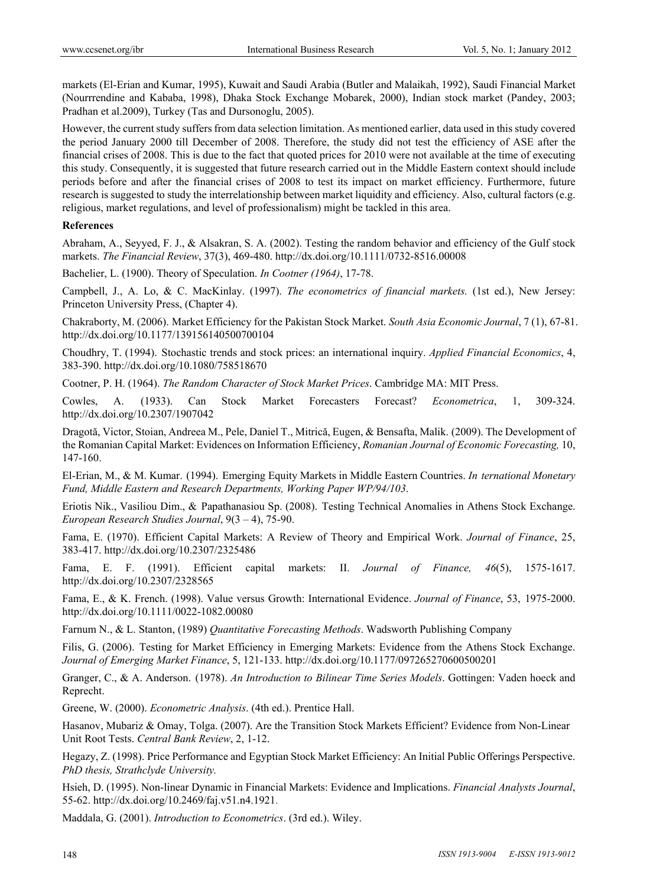markets (El-Erian and Kumar, 1995), Kuwait and Saudi Arabia (Butler and Malaikah, 1992), Saudi Financial Market (Nourrrendine and Kababa, 1998), Dhaka Stock Exchange Mobarek, 2000), Indian stock market (Pandey, 2003; Pradhan et al.2009), Turkey (Tas and Dursonoglu, 2005).

However, the current study suffers from data selection limitation. As mentioned earlier, data used in this study covered the period January 2000 till December of 2008. Therefore, the study did not test the efficiency of ASE after the financial crises of 2008. This is due to the fact that quoted prices for 2010 were not available at the time of executing this study. Consequently, it is suggested that future research carried out in the Middle Eastern context should include periods before and after the financial crises of 2008 to test its impact on market efficiency. Furthermore, future research is suggested to study the interrelationship between market liquidity and efficiency. Also, cultural factors (e.g. religious, market regulations, and level of professionalism) might be tackled in this area.

**References**

Abraham, A., Seyyed, F. J., & Alsakran, S. A. (2002). Testing the random behavior and efficiency of the Gulf stock markets. *The Financial Review*, 37(3), 469-480. http://dx.doi.org/10.1111/0732-8516.00008

Bachelier, L. (1900). Theory of Speculation. *In Cootner (1964)*, 17-78.

Campbell, J., A. Lo, & C. MacKinlay. (1997). *The econometrics of financial markets.* (1st ed.), New Jersey: Princeton University Press, (Chapter 4).

Chakraborty, M. (2006). Market Efficiency for the Pakistan Stock Market. *South Asia Economic Journal*, 7 (1), 67-81. http://dx.doi.org/10.1177/139156140500700104

Choudhry, T. (1994). Stochastic trends and stock prices: an international inquiry. *Applied Financial Economics*, 4, 383-390. http://dx.doi.org/10.1080/758518670

Cootner, P. H. (1964). *The Random Character of Stock Market Prices*. Cambridge MA: MIT Press.

Cowles, A. (1933). Can Stock Market Forecasters Forecast? *Econometrica*, 1, 309-324. http://dx.doi.org/10.2307/1907042

Dragotă, Victor, Stoian, Andreea M., Pele, Daniel T., Mitrică, Eugen, & Bensafta, Malik. (2009). The Development of the Romanian Capital Market: Evidences on Information Efficiency, *Romanian Journal of Economic Forecasting,* 10, 147-160.

El-Erian, M., & M. Kumar. (1994). Emerging Equity Markets in Middle Eastern Countries. *In ternational Monetary Fund, Middle Eastern and Research Departments, Working Paper WP/94/103*.

Eriotis Nik., Vasiliou Dim., & Papathanasiou Sp. (2008). Testing Technical Anomalies in Athens Stock Exchange. *European Research Studies Journal*, 9(3 – 4), 75-90.

Fama, E. (1970). Efficient Capital Markets: A Review of Theory and Empirical Work. *Journal of Finance*, 25, 383-417. http://dx.doi.org/10.2307/2325486

Fama, E. F. (1991). Efficient capital markets: II. *Journal of Finance, 46*(5), 1575-1617. http://dx.doi.org/10.2307/2328565

Fama, E., & K. French. (1998). Value versus Growth: International Evidence. *Journal of Finance*, 53, 1975-2000. http://dx.doi.org/10.1111/0022-1082.00080

Farnum N., & L. Stanton, (1989) *Quantitative Forecasting Methods*. Wadsworth Publishing Company

Filis, G. (2006). Testing for Market Efficiency in Emerging Markets: Evidence from the Athens Stock Exchange. *Journal of Emerging Market Finance*, 5, 121-133. http://dx.doi.org/10.1177/097265270600500201

Granger, C., & A. Anderson. (1978). *An Introduction to Bilinear Time Series Models*. Gottingen: Vaden hoeck and Reprecht.

Greene, W. (2000). *Econometric Analysis*. (4th ed.). Prentice Hall.

Hasanov, Mubariz & Omay, Tolga. (2007). Are the Transition Stock Markets Efficient? Evidence from Non-Linear Unit Root Tests. *Central Bank Review*, 2, 1-12.

Hegazy, Z. (1998). Price Performance and Egyptian Stock Market Efficiency: An Initial Public Offerings Perspective. *PhD thesis, Strathclyde University.*

Hsieh, D. (1995). Non-linear Dynamic in Financial Markets: Evidence and Implications. *Financial Analysts Journal*, 55-62. http://dx.doi.org/10.2469/faj.v51.n4.1921.

Maddala, G. (2001). *Introduction to Econometrics*. (3rd ed.). Wiley.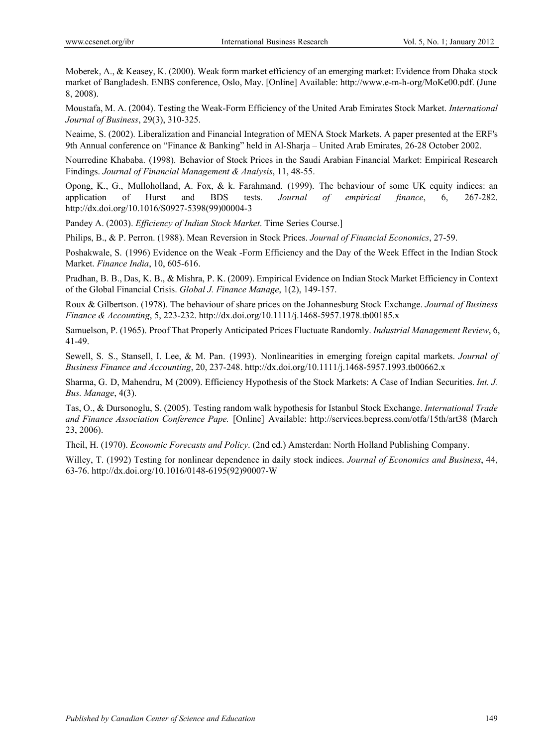Moberek, A., & Keasey, K. (2000). Weak form market efficiency of an emerging market: Evidence from Dhaka stock market of Bangladesh. ENBS conference, Oslo, May. [Online] Available: http://www.e-m-h-org/MoKe00.pdf. (June 8, 2008).

Moustafa, M. A. (2004). Testing the Weak-Form Efficiency of the United Arab Emirates Stock Market. *International Journal of Business*, 29(3), 310-325.

Neaime, S. (2002). Liberalization and Financial Integration of MENA Stock Markets. A paper presented at the ERF's 9th Annual conference on "Finance & Banking" held in Al-Sharja – United Arab Emirates, 26-28 October 2002.

Nourredine Khababa. (1998). Behavior of Stock Prices in the Saudi Arabian Financial Market: Empirical Research Findings. *Journal of Financial Management & Analysis*, 11, 48-55.

Opong, K., G., Mulloholland, A. Fox, & k. Farahmand. (1999). The behaviour of some UK equity indices: an application of Hurst and BDS tests. *Journal of empirical finance*, 6, 267-282. http://dx.doi.org/10.1016/S0927-5398(99)00004-3

Pandey A. (2003). *Efficiency of Indian Stock Market*. Time Series Course.]

Philips, B., & P. Perron. (1988). Mean Reversion in Stock Prices. *Journal of Financial Economics*, 27-59.

Poshakwale, S. (1996) Evidence on the Weak -Form Efficiency and the Day of the Week Effect in the Indian Stock Market. *Finance India*, 10, 605-616.

Pradhan, B. B., Das, K. B., & Mishra, P. K. (2009). Empirical Evidence on Indian Stock Market Efficiency in Context of the Global Financial Crisis. *Global J. Finance Manage*, 1(2), 149-157.

Roux & Gilbertson. (1978). The behaviour of share prices on the Johannesburg Stock Exchange. *Journal of Business Finance & Accounting*, 5, 223-232. http://dx.doi.org/10.1111/j.1468-5957.1978.tb00185.x

Samuelson, P. (1965). Proof That Properly Anticipated Prices Fluctuate Randomly. *Industrial Management Review*, 6, 41-49.

Sewell, S. S., Stansell, I. Lee, & M. Pan. (1993). Nonlinearities in emerging foreign capital markets. *Journal of Business Finance and Accounting*, 20, 237-248. http://dx.doi.org/10.1111/j.1468-5957.1993.tb00662.x

Sharma, G. D, Mahendru, M (2009). Efficiency Hypothesis of the Stock Markets: A Case of Indian Securities. *Int. J. Bus. Manage*, 4(3).

Tas, O., & Dursonoglu, S. (2005). Testing random walk hypothesis for Istanbul Stock Exchange. *International Trade and Finance Association Conference Pape.* [Online] Available: http://services.bepress.com/otfa/15th/art38 (March 23, 2006).

Theil, H. (1970). *Economic Forecasts and Policy*. (2nd ed.) Amsterdan: North Holland Publishing Company.

Willey, T. (1992) Testing for nonlinear dependence in daily stock indices. *Journal of Economics and Business*, 44, 63-76. http://dx.doi.org/10.1016/0148-6195(92)90007-W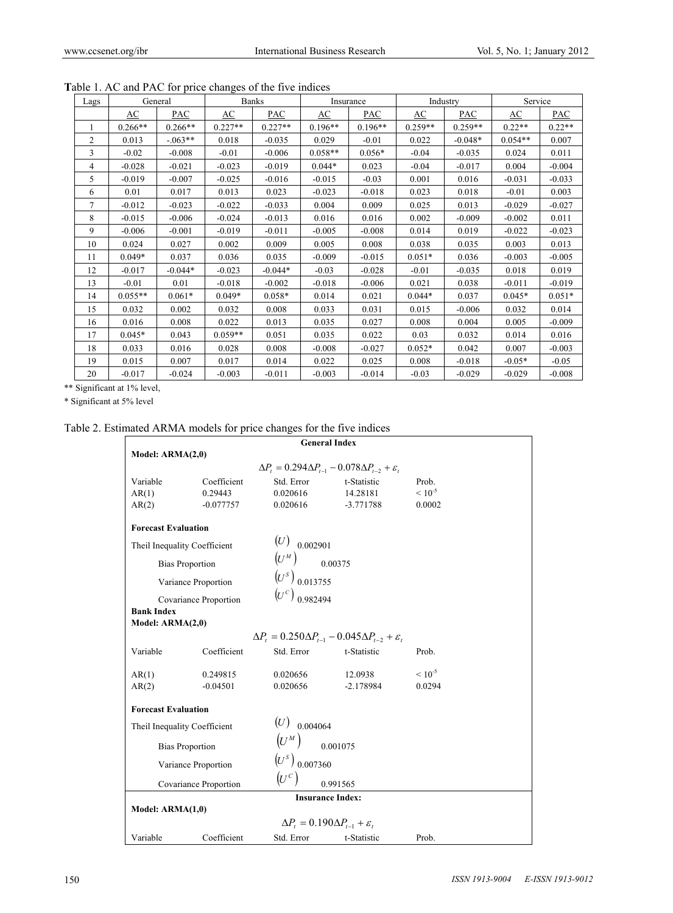Table 1. AC and PAC for price changes of the five indices

| Lags | General | | Banks | | Insurance | | Industry | | Service | |
|---|---|---|---|---|---|---|---|---|---|---|
| | AC | PAC | AC | PAC | AC | PAC | AC | PAC | AC | PAC |
| 1 | 0.266** | 0.266** | 0.227** | 0.227** | 0.196** | 0.196** | 0.259** | 0.259** | 0.22** | 0.22** |
| 2 | 0.013 | -.063** | 0.018 | -0.035 | 0.029 | -0.01 | 0.022 | -0.048* | 0.054** | 0.007 |
| 3 | -0.02 | -0.008 | -0.01 | -0.006 | 0.058** | 0.056* | -0.04 | -0.035 | 0.024 | 0.011 |
| 4 | -0.028 | -0.021 | -0.023 | -0.019 | 0.044* | 0.023 | -0.04 | -0.017 | 0.004 | -0.004 |
| 5 | -0.019 | -0.007 | -0.025 | -0.016 | -0.015 | -0.03 | 0.001 | 0.016 | -0.031 | -0.033 |
| 6 | 0.01 | 0.017 | 0.013 | 0.023 | -0.023 | -0.018 | 0.023 | 0.018 | -0.01 | 0.003 |
| 7 | -0.012 | -0.023 | -0.022 | -0.033 | 0.004 | 0.009 | 0.025 | 0.013 | -0.029 | -0.027 |
| 8 | -0.015 | -0.006 | -0.024 | -0.013 | 0.016 | 0.016 | 0.002 | -0.009 | -0.002 | 0.011 |
| 9 | -0.006 | -0.001 | -0.019 | -0.011 | -0.005 | -0.008 | 0.014 | 0.019 | -0.022 | -0.023 |
| 10 | 0.024 | 0.027 | 0.002 | 0.009 | 0.005 | 0.008 | 0.038 | 0.035 | 0.003 | 0.013 |
| 11 | 0.049* | 0.037 | 0.036 | 0.035 | -0.009 | -0.015 | 0.051* | 0.036 | -0.003 | -0.005 |
| 12 | -0.017 | -0.044* | -0.023 | -0.044* | -0.03 | -0.028 | -0.01 | -0.035 | 0.018 | 0.019 |
| 13 | -0.01 | 0.01 | -0.018 | -0.002 | -0.018 | -0.006 | 0.021 | 0.038 | -0.011 | -0.019 |
| 14 | 0.055** | 0.061* | 0.049* | 0.058* | 0.014 | 0.021 | 0.044* | 0.037 | 0.045* | 0.051* |
| 15 | 0.032 | 0.002 | 0.032 | 0.008 | 0.033 | 0.031 | 0.015 | -0.006 | 0.032 | 0.014 |
| 16 | 0.016 | 0.008 | 0.022 | 0.013 | 0.035 | 0.027 | 0.008 | 0.004 | 0.005 | -0.009 |
| 17 | 0.045* | 0.043 | 0.059** | 0.051 | 0.035 | 0.022 | 0.03 | 0.032 | 0.014 | 0.016 |
| 18 | 0.033 | 0.016 | 0.028 | 0.008 | -0.008 | -0.027 | 0.052* | 0.042 | 0.007 | -0.003 |
| 19 | 0.015 | 0.007 | 0.017 | 0.014 | 0.022 | 0.025 | 0.008 | -0.018 | -0.05* | -0.05 |
| 20 | -0.017 | -0.024 | -0.003 | -0.011 | -0.003 | -0.014 | -0.03 | -0.029 | -0.029 | -0.008 |

** Significant at 1% level,

* Significant at 5% level

Table 2. Estimated ARMA models for price changes for the five indices

**General Index**

**Model: ARMA(2,0)**

$$\Delta P_t = 0.294\Delta P_{t-1} - 0.078\Delta P_{t-2} + \varepsilon_t$$

| Variable | Coefficient | Std. Error | t-Statistic | Prob. |
|---|---|---|---|---|
| AR(1) | 0.29443 | 0.020616 | 14.28181 | $< 10^{-5}$ |
| AR(2) | -0.077757 | 0.020616 | -3.771788 | 0.0002 |

**Forecast Evaluation**

| | | |
|---|---|---|
| Theil Inequality Coefficient | $(U)$ | 0.002901 |
| Bias Proportion | $(U^M)$ | 0.00375 |
| Variance Proportion | $(U^S)$ | 0.013755 |
| Covariance Proportion | $(U^C)$ | 0.982494 |

**Bank Index**

**Model: ARMA(2,0)**

$$\Delta P_t = 0.250\Delta P_{t-1} - 0.045\Delta P_{t-2} + \varepsilon_t$$

| Variable | Coefficient | Std. Error | t-Statistic | Prob. |
|---|---|---|---|---|
| AR(1) | 0.249815 | 0.020656 | 12.0938 | $< 10^{-5}$ |
| AR(2) | -0.04501 | 0.020656 | -2.178984 | 0.0294 |

**Forecast Evaluation**

| | | |
|---|---|---|
| Theil Inequality Coefficient | $(U)$ | 0.004064 |
| Bias Proportion | $(U^M)$ | 0.001075 |
| Variance Proportion | $(U^S)$ | 0.007360 |
| Covariance Proportion | $(U^C)$ | 0.991565 |

**Insurance Index:**

**Model: ARMA(1,0)**

$$\Delta P_t = 0.190\Delta P_{t-1} + \varepsilon_t$$

| Variable | Coefficient | Std. Error | t-Statistic | Prob. |
|---|---|---|---|---|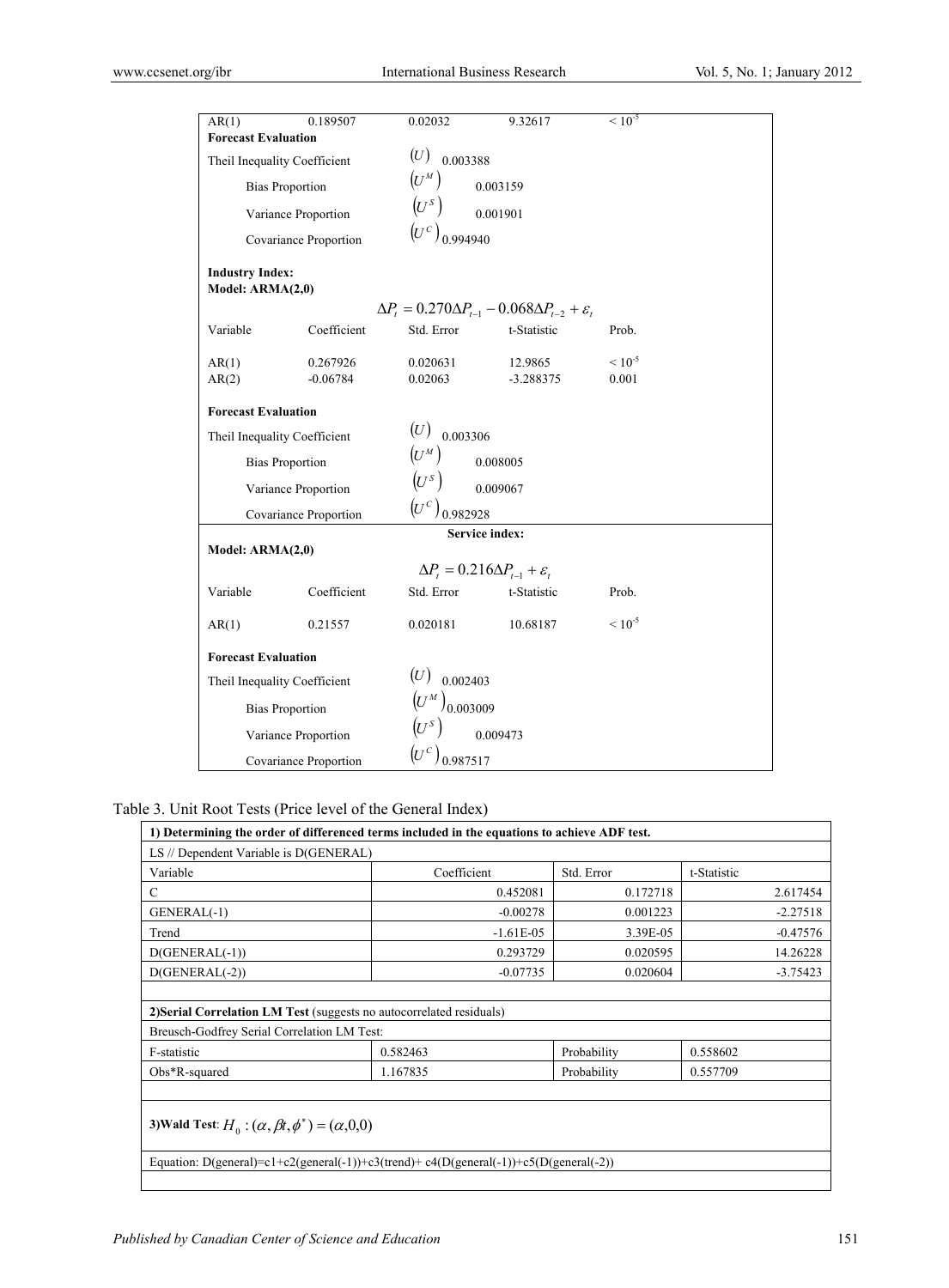| Variable | Coefficient | Std. Error | t-Statistic | Prob. |
|---|---|---|---|---|
| AR(1) | 0.189507 | 0.02032 | 9.32617 | $< 10^{-5}$ |
| **Forecast Evaluation** | | | | |
| Theil Inequality Coefficient | | $(U)$ 0.003388 | | |
| Bias Proportion | | $(U^M)$ 0.003159 | | |
| Variance Proportion | | $(U^S)$ 0.001901 | | |
| Covariance Proportion | | $(U^C)$ 0.994940 | | |

**Industry Index:**
**Model: ARMA(2,0)**

$$\Delta P_t = 0.270\Delta P_{t-1} - 0.068\Delta P_{t-2} + \varepsilon_t$$

| Variable | Coefficient | Std. Error | t-Statistic | Prob. |
|---|---|---|---|---|
| AR(1) | 0.267926 | 0.020631 | 12.9865 | $< 10^{-5}$ |
| AR(2) | -0.06784 | 0.02063 | -3.288375 | 0.001 |
| **Forecast Evaluation** | | | | |
| Theil Inequality Coefficient | | $(U)$ 0.003306 | | |
| Bias Proportion | | $(U^M)$ 0.008005 | | |
| Variance Proportion | | $(U^S)$ 0.009067 | | |
| Covariance Proportion | | $(U^C)$ 0.982928 | | |

**Service index:**
**Model: ARMA(2,0)**

$$\Delta P_t = 0.216\Delta P_{t-1} + \varepsilon_t$$

| Variable | Coefficient | Std. Error | t-Statistic | Prob. |
|---|---|---|---|---|
| AR(1) | 0.21557 | 0.020181 | 10.68187 | $< 10^{-5}$ |
| **Forecast Evaluation** | | | | |
| Theil Inequality Coefficient | | $(U)$ 0.002403 | | |
| Bias Proportion | | $(U^M)$ 0.003009 | | |
| Variance Proportion | | $(U^S)$ 0.009473 | | |
| Covariance Proportion | | $(U^C)$ 0.987517 | | |

Table 3. Unit Root Tests (Price level of the General Index)

| **1) Determining the order of differenced terms included in the equations to achieve ADF test.** | | | |
|---|---|---|---|
| LS // Dependent Variable is D(GENERAL) | | | |
| Variable | Coefficient | Std. Error | t-Statistic |
| C | 0.452081 | 0.172718 | 2.617454 |
| GENERAL(-1) | -0.00278 | 0.001223 | -2.27518 |
| Trend | -1.61E-05 | 3.39E-05 | -0.47576 |
| D(GENERAL(-1)) | 0.293729 | 0.020595 | 14.26228 |
| D(GENERAL(-2)) | -0.07735 | 0.020604 | -3.75423 |
| | | | |
| **2)Serial Correlation LM Test** (suggests no autocorrelated residuals) | | | |
| Breusch-Godfrey Serial Correlation LM Test: | | | |
| F-statistic | 0.582463 | Probability | 0.558602 |
| Obs*R-squared | 1.167835 | Probability | 0.557709 |
| | | | |
| **3)Wald Test**: $H_0 : (\alpha, \beta t, \phi^*) = (\alpha, 0, 0)$ | | | |
| Equation: D(general)=c1+c2(general(-1))+c3(trend)+ c4(D(general(-1))+c5(D(general(-2)) | | | |
| | | | |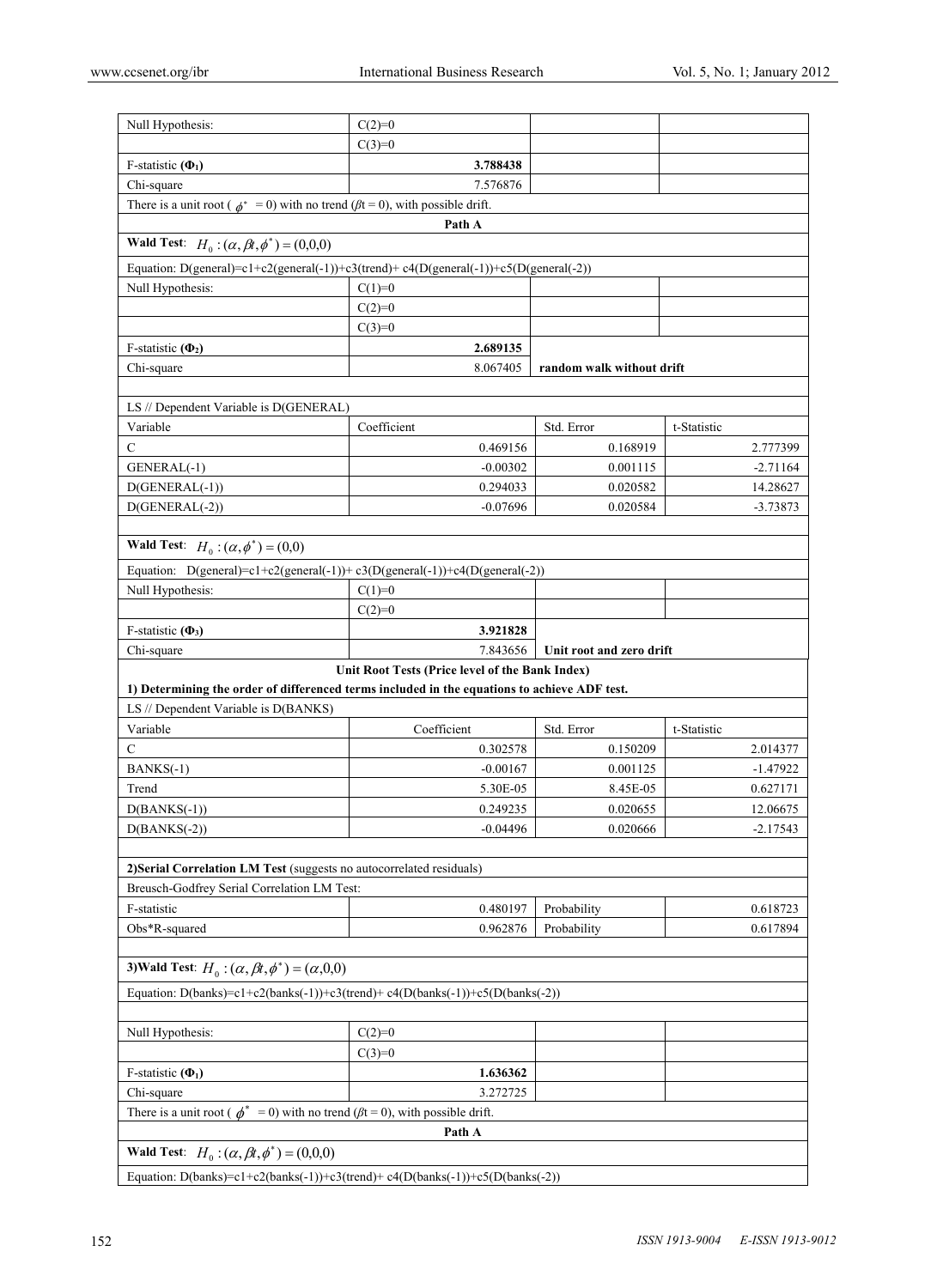| | | | |
|---|---|---|---|
| Null Hypothesis: | C(2)=0 | | |
| | C(3)=0 | | |
| F-statistic (**$\Phi_1$**) | **3.788438** | | |
| Chi-square | 7.576876 | | |
| There is a unit root ( $\phi^* = 0$) with no trend ($\beta t = 0$), with possible drift. | | | |
| **Path A** | | | |
| **Wald Test**: $H_0 : (\alpha, \beta t, \phi^*) = (0,0,0)$ | | | |
| Equation: D(general)=c1+c2(general(-1))+c3(trend)+ c4(D(general(-1))+c5(D(general(-2)) | | | |
| Null Hypothesis: | C(1)=0 | | |
| | C(2)=0 | | |
| | C(3)=0 | | |
| F-statistic (**$\Phi_2$**) | **2.689135** | | |
| Chi-square | 8.067405 | **random walk without drift** | |
| | | | |
| LS // Dependent Variable is D(GENERAL) | | | |
| Variable | Coefficient | Std. Error | t-Statistic |
| C | 0.469156 | 0.168919 | 2.777399 |
| GENERAL(-1) | -0.00302 | 0.001115 | -2.71164 |
| D(GENERAL(-1)) | 0.294033 | 0.020582 | 14.28627 |
| D(GENERAL(-2)) | -0.07696 | 0.020584 | -3.73873 |
| | | | |
| **Wald Test**: $H_0 : (\alpha, \phi^*) = (0,0)$ | | | |
| Equation: D(general)=c1+c2(general(-1))+ c3(D(general(-1))+c4(D(general(-2)) | | | |
| Null Hypothesis: | C(1)=0 | | |
| | C(2)=0 | | |
| F-statistic (**$\Phi_3$**) | **3.921828** | | |
| Chi-square | 7.843656 | **Unit root and zero drift** | |
| **Unit Root Tests (Price level of the Bank Index)** | | | |
| **1) Determining the order of differenced terms included in the equations to achieve ADF test.** | | | |
| LS // Dependent Variable is D(BANKS) | | | |
| Variable | Coefficient | Std. Error | t-Statistic |
| C | 0.302578 | 0.150209 | 2.014377 |
| BANKS(-1) | -0.00167 | 0.001125 | -1.47922 |
| Trend | 5.30E-05 | 8.45E-05 | 0.627171 |
| D(BANKS(-1)) | 0.249235 | 0.020655 | 12.06675 |
| D(BANKS(-2)) | -0.04496 | 0.020666 | -2.17543 |
| | | | |
| **2)Serial Correlation LM Test** (suggests no autocorrelated residuals) | | | |
| Breusch-Godfrey Serial Correlation LM Test: | | | |
| F-statistic | 0.480197 | Probability | 0.618723 |
| Obs*R-squared | 0.962876 | Probability | 0.617894 |
| | | | |
| **3)Wald Test**: $H_0 : (\alpha, \beta t, \phi^*) = (\alpha,0,0)$ | | | |
| Equation: D(banks)=c1+c2(banks(-1))+c3(trend)+ c4(D(banks(-1))+c5(D(banks(-2)) | | | |
| | | | |
| Null Hypothesis: | C(2)=0 | | |
| | C(3)=0 | | |
| F-statistic (**$\Phi_1$**) | **1.636362** | | |
| Chi-square | 3.272725 | | |
| There is a unit root ( $\phi^* = 0$) with no trend ($\beta t = 0$), with possible drift. | | | |
| **Path A** | | | |
| **Wald Test**: $H_0 : (\alpha, \beta t, \phi^*) = (0,0,0)$ | | | |
| Equation: D(banks)=c1+c2(banks(-1))+c3(trend)+ c4(D(banks(-1))+c5(D(banks(-2)) | | | |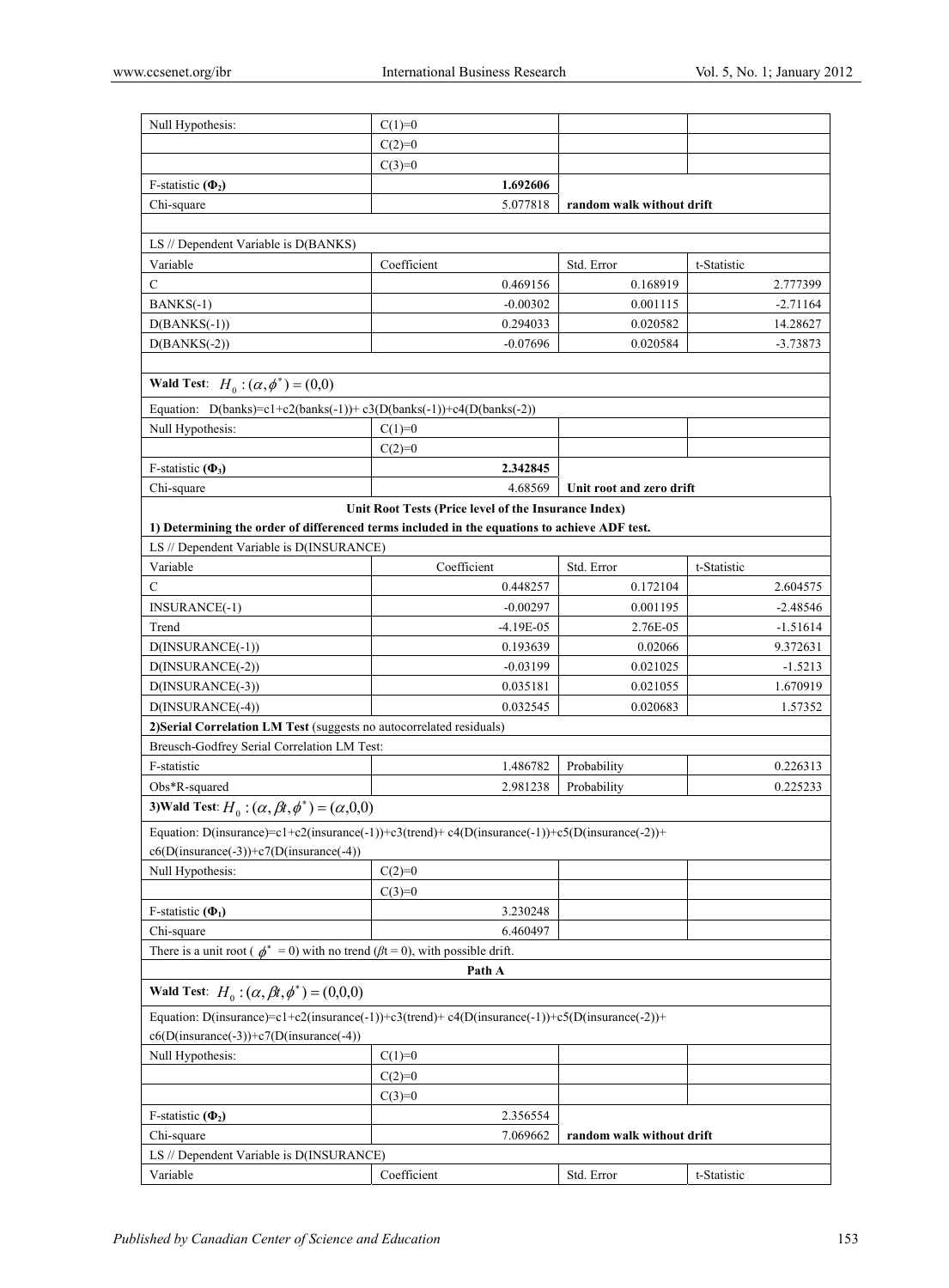| Null Hypothesis: | C(1)=0 | | |
|---|---|---|---|
| | C(2)=0 | | |
| | C(3)=0 | | |
| F-statistic (**$\Phi_2$**) | **1.692606** | | |
| Chi-square | 5.077818 | **random walk without drift** | |
| | | | |
| LS // Dependent Variable is D(BANKS) | | | |
| Variable | Coefficient | Std. Error | t-Statistic |
| C | 0.469156 | 0.168919 | 2.777399 |
| BANKS(-1) | -0.00302 | 0.001115 | -2.71164 |
| D(BANKS(-1)) | 0.294033 | 0.020582 | 14.28627 |
| D(BANKS(-2)) | -0.07696 | 0.020584 | -3.73873 |
| | | | |
| **Wald Test**: $H_0:(\alpha,\phi^*)=(0,0)$ | | | |
| Equation: D(banks)=c1+c2(banks(-1))+ c3(D(banks(-1))+c4(D(banks(-2)) | | | |
| Null Hypothesis: | C(1)=0 | | |
| | C(2)=0 | | |
| F-statistic (**$\Phi_3$**) | **2.342845** | | |
| Chi-square | 4.68569 | **Unit root and zero drift** | |

**Unit Root Tests (Price level of the Insurance Index)**

**1) Determining the order of differenced terms included in the equations to achieve ADF test.**

| LS // Dependent Variable is D(INSURANCE) | | | |
|---|---|---|---|
| Variable | Coefficient | Std. Error | t-Statistic |
| C | 0.448257 | 0.172104 | 2.604575 |
| INSURANCE(-1) | -0.00297 | 0.001195 | -2.48546 |
| Trend | -4.19E-05 | 2.76E-05 | -1.51614 |
| D(INSURANCE(-1)) | 0.193639 | 0.02066 | 9.372631 |
| D(INSURANCE(-2)) | -0.03199 | 0.021025 | -1.5213 |
| D(INSURANCE(-3)) | 0.035181 | 0.021055 | 1.670919 |
| D(INSURANCE(-4)) | 0.032545 | 0.020683 | 1.57352 |
| **2)Serial Correlation LM Test** (suggests no autocorrelated residuals) | | | |
| Breusch-Godfrey Serial Correlation LM Test: | | | |
| F-statistic | 1.486782 | Probability | 0.226313 |
| Obs*R-squared | 2.981238 | Probability | 0.225233 |
| **3)Wald Test**: $H_0:(\alpha,\beta t,\phi^*)=(\alpha,0,0)$ | | | |
| Equation: D(insurance)=c1+c2(insurance(-1))+c3(trend)+ c4(D(insurance(-1))+c5(D(insurance(-2))+ c6(D(insurance(-3))+c7(D(insurance(-4)) | | | |
| Null Hypothesis: | C(2)=0 | | |
| | C(3)=0 | | |
| F-statistic (**$\Phi_1$**) | 3.230248 | | |
| Chi-square | 6.460497 | | |
| There is a unit root ( $\phi^*=0$) with no trend ($\beta t=0$), with possible drift. | | | |

**Path A**

| **Wald Test**: $H_0:(\alpha,\beta t,\phi^*)=(0,0,0)$ | | | |
|---|---|---|---|
| Equation: D(insurance)=c1+c2(insurance(-1))+c3(trend)+ c4(D(insurance(-1))+c5(D(insurance(-2))+ c6(D(insurance(-3))+c7(D(insurance(-4)) | | | |
| Null Hypothesis: | C(1)=0 | | |
| | C(2)=0 | | |
| | C(3)=0 | | |
| F-statistic (**$\Phi_2$**) | 2.356554 | | |
| Chi-square | 7.069662 | **random walk without drift** | |
| LS // Dependent Variable is D(INSURANCE) | | | |
| Variable | Coefficient | Std. Error | t-Statistic |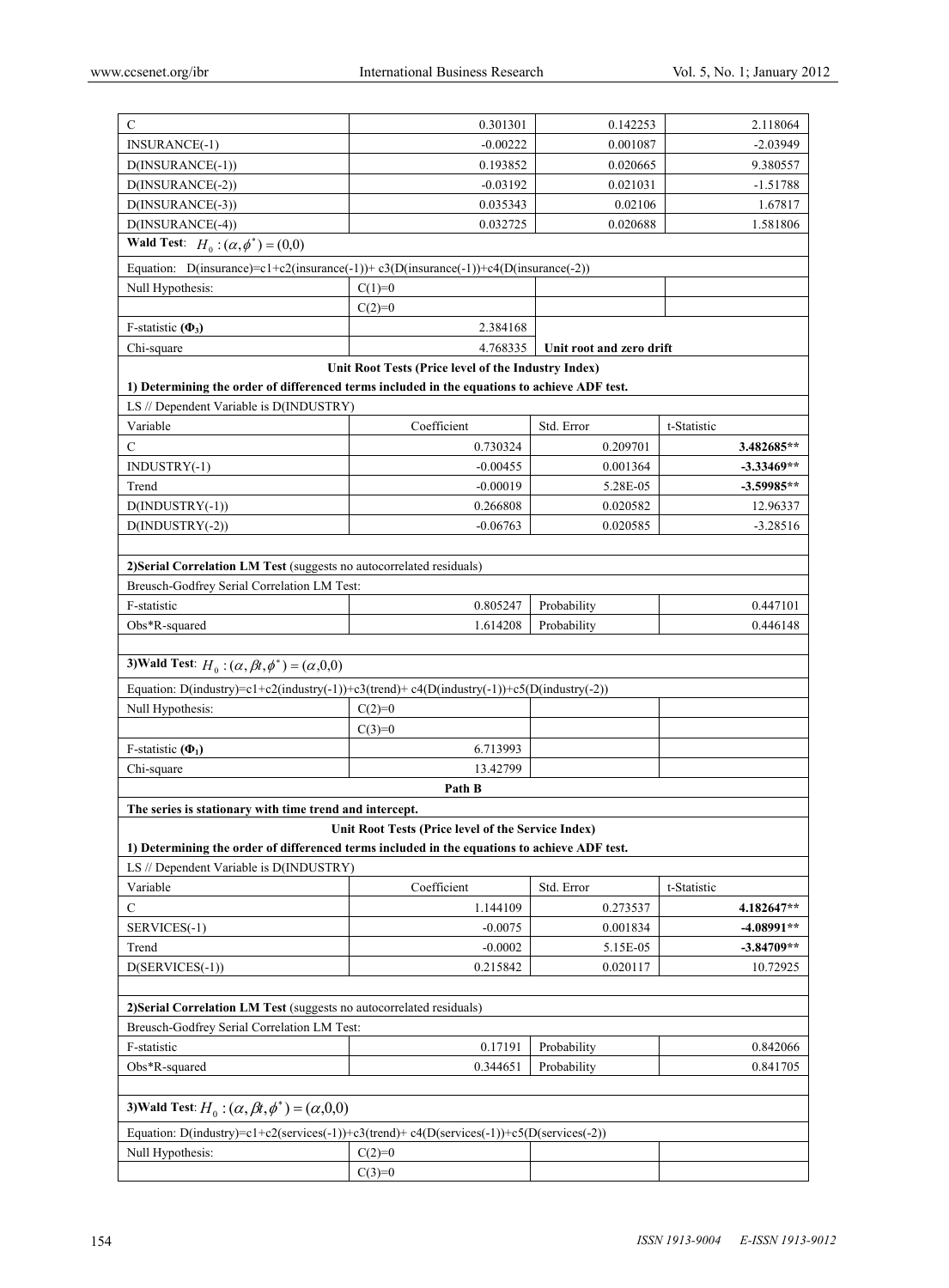| | | | |
|---|---|---|---|
| C | 0.301301 | 0.142253 | 2.118064 |
| INSURANCE(-1) | -0.00222 | 0.001087 | -2.03949 |
| D(INSURANCE(-1)) | 0.193852 | 0.020665 | 9.380557 |
| D(INSURANCE(-2)) | -0.03192 | 0.021031 | -1.51788 |
| D(INSURANCE(-3)) | 0.035343 | 0.02106 | 1.67817 |
| D(INSURANCE(-4)) | 0.032725 | 0.020688 | 1.581806 |
| **Wald Test**: $H_0 : (\alpha, \phi^*) = (0,0)$ | | | |
| Equation: D(insurance)=c1+c2(insurance(-1))+ c3(D(insurance(-1))+c4(D(insurance(-2)) | | | |
| Null Hypothesis: | C(1)=0 | | |
| | C(2)=0 | | |
| F-statistic (**$\Phi_3$**) | 2.384168 | | |
| Chi-square | 4.768335 | **Unit root and zero drift** | |
| **Unit Root Tests (Price level of the Industry Index)** | | | |
| **1) Determining the order of differenced terms included in the equations to achieve ADF test.** | | | |
| LS // Dependent Variable is D(INDUSTRY) | | | |
| Variable | Coefficient | Std. Error | t-Statistic |
| C | 0.730324 | 0.209701 | **3.482685\*\*** |
| INDUSTRY(-1) | -0.00455 | 0.001364 | **-3.33469\*\*** |
| Trend | -0.00019 | 5.28E-05 | **-3.59985\*\*** |
| D(INDUSTRY(-1)) | 0.266808 | 0.020582 | 12.96337 |
| D(INDUSTRY(-2)) | -0.06763 | 0.020585 | -3.28516 |
| | | | |
| **2)Serial Correlation LM Test** (suggests no autocorrelated residuals) | | | |
| Breusch-Godfrey Serial Correlation LM Test: | | | |
| F-statistic | 0.805247 | Probability | 0.447101 |
| Obs\*R-squared | 1.614208 | Probability | 0.446148 |
| | | | |
| **3)Wald Test**: $H_0 : (\alpha, \beta t, \phi^*) = (\alpha, 0, 0)$ | | | |
| Equation: D(industry)=c1+c2(industry(-1))+c3(trend)+ c4(D(industry(-1))+c5(D(industry(-2)) | | | |
| Null Hypothesis: | C(2)=0 | | |
| | C(3)=0 | | |
| F-statistic (**$\Phi_1$**) | 6.713993 | | |
| Chi-square | 13.42799 | | |
| **Path B** | | | |
| **The series is stationary with time trend and intercept.** | | | |
| **Unit Root Tests (Price level of the Service Index)** | | | |
| **1) Determining the order of differenced terms included in the equations to achieve ADF test.** | | | |
| LS // Dependent Variable is D(INDUSTRY) | | | |
| Variable | Coefficient | Std. Error | t-Statistic |
| C | 1.144109 | 0.273537 | **4.182647\*\*** |
| SERVICES(-1) | -0.0075 | 0.001834 | **-4.08991\*\*** |
| Trend | -0.0002 | 5.15E-05 | **-3.84709\*\*** |
| D(SERVICES(-1)) | 0.215842 | 0.020117 | 10.72925 |
| | | | |
| **2)Serial Correlation LM Test** (suggests no autocorrelated residuals) | | | |
| Breusch-Godfrey Serial Correlation LM Test: | | | |
| F-statistic | 0.17191 | Probability | 0.842066 |
| Obs\*R-squared | 0.344651 | Probability | 0.841705 |
| | | | |
| **3)Wald Test**: $H_0 : (\alpha, \beta t, \phi^*) = (\alpha, 0, 0)$ | | | |
| Equation: D(industry)=c1+c2(services(-1))+c3(trend)+ c4(D(services(-1))+c5(D(services(-2)) | | | |
| Null Hypothesis: | C(2)=0 | | |
| | C(3)=0 | | |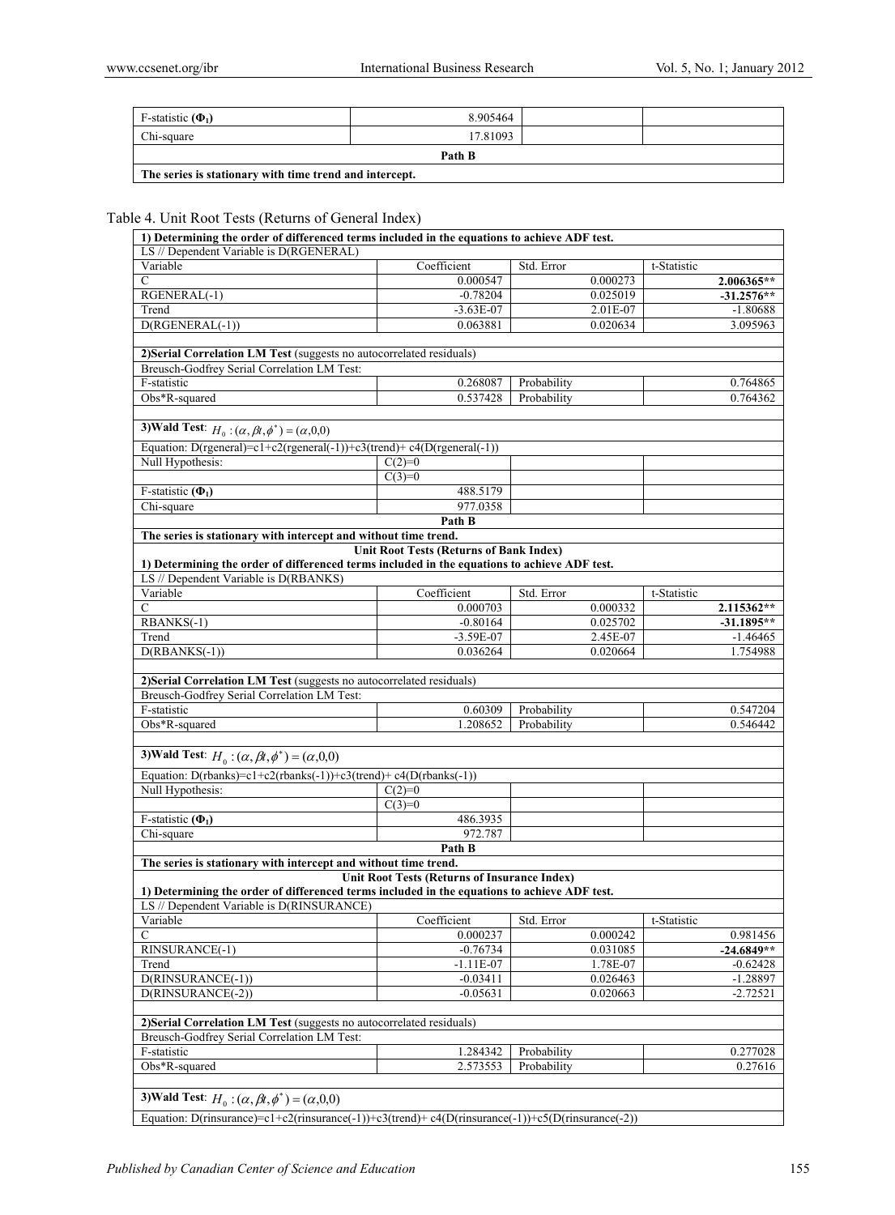| F-statistic ($\Phi_1$) | 8.905464 | | |
|---|---|---|---|
| Chi-square | 17.81093 | | |
| **Path B** | | | |
| **The series is stationary with time trend and intercept.** | | | |

Table 4. Unit Root Tests (Returns of General Index)

| **1) Determining the order of differenced terms included in the equations to achieve ADF test.** | | | |
|---|---|---|---|
| LS // Dependent Variable is D(RGENERAL) | | | |
| Variable | Coefficient | Std. Error | t-Statistic |
| C | 0.000547 | 0.000273 | **2.006365**** |
| RGENERAL(-1) | -0.78204 | 0.025019 | **-31.2576**** |
| Trend | -3.63E-07 | 2.01E-07 | -1.80688 |
| D(RGENERAL(-1)) | 0.063881 | 0.020634 | 3.095963 |
| | | | |
| **2)Serial Correlation LM Test** (suggests no autocorrelated residuals) | | | |
| Breusch-Godfrey Serial Correlation LM Test: | | | |
| F-statistic | 0.268087 | Probability | 0.764865 |
| Obs*R-squared | 0.537428 | Probability | 0.764362 |
| | | | |
| **3)Wald Test**: $H_0 : (\alpha, \beta t, \phi^*) = (\alpha, 0, 0)$ | | | |
| Equation: D(rgeneral)=c1+c2(rgeneral(-1))+c3(trend)+ c4(D(rgeneral(-1)) | | | |
| Null Hypothesis: | C(2)=0 | | |
| | C(3)=0 | | |
| F-statistic ($\Phi_1$) | 488.5179 | | |
| Chi-square | 977.0358 | | |
| **Path B** | | | |
| **The series is stationary with intercept and without time trend.** | | | |
| **Unit Root Tests (Returns of Bank Index)** | | | |
| **1) Determining the order of differenced terms included in the equations to achieve ADF test.** | | | |
| LS // Dependent Variable is D(RBANKS) | | | |
| Variable | Coefficient | Std. Error | t-Statistic |
| C | 0.000703 | 0.000332 | **2.115362**** |
| RBANKS(-1) | -0.80164 | 0.025702 | **-31.1895**** |
| Trend | -3.59E-07 | 2.45E-07 | -1.46465 |
| D(RBANKS(-1)) | 0.036264 | 0.020664 | 1.754988 |
| | | | |
| **2)Serial Correlation LM Test** (suggests no autocorrelated residuals) | | | |
| Breusch-Godfrey Serial Correlation LM Test: | | | |
| F-statistic | 0.60309 | Probability | 0.547204 |
| Obs*R-squared | 1.208652 | Probability | 0.546442 |
| | | | |
| **3)Wald Test**: $H_0 : (\alpha, \beta t, \phi^*) = (\alpha, 0, 0)$ | | | |
| Equation: D(rbanks)=c1+c2(rbanks(-1))+c3(trend)+ c4(D(rbanks(-1)) | | | |
| Null Hypothesis: | C(2)=0 | | |
| | C(3)=0 | | |
| F-statistic ($\Phi_1$) | 486.3935 | | |
| Chi-square | 972.787 | | |
| **Path B** | | | |
| **The series is stationary with intercept and without time trend.** | | | |
| **Unit Root Tests (Returns of Insurance Index)** | | | |
| **1) Determining the order of differenced terms included in the equations to achieve ADF test.** | | | |
| LS // Dependent Variable is D(RINSURANCE) | | | |
| Variable | Coefficient | Std. Error | t-Statistic |
| C | 0.000237 | 0.000242 | 0.981456 |
| RINSURANCE(-1) | -0.76734 | 0.031085 | **-24.6849**** |
| Trend | -1.11E-07 | 1.78E-07 | -0.62428 |
| D(RINSURANCE(-1)) | -0.03411 | 0.026463 | -1.28897 |
| D(RINSURANCE(-2)) | -0.05631 | 0.020663 | -2.72521 |
| | | | |
| **2)Serial Correlation LM Test** (suggests no autocorrelated residuals) | | | |
| Breusch-Godfrey Serial Correlation LM Test: | | | |
| F-statistic | 1.284342 | Probability | 0.277028 |
| Obs*R-squared | 2.573553 | Probability | 0.27616 |
| | | | |
| **3)Wald Test**: $H_0 : (\alpha, \beta t, \phi^*) = (\alpha, 0, 0)$ | | | |
| Equation: D(rinsurance)=c1+c2(rinsurance(-1))+c3(trend)+ c4(D(rinsurance(-1))+c5(D(rinsurance(-2)) | | | |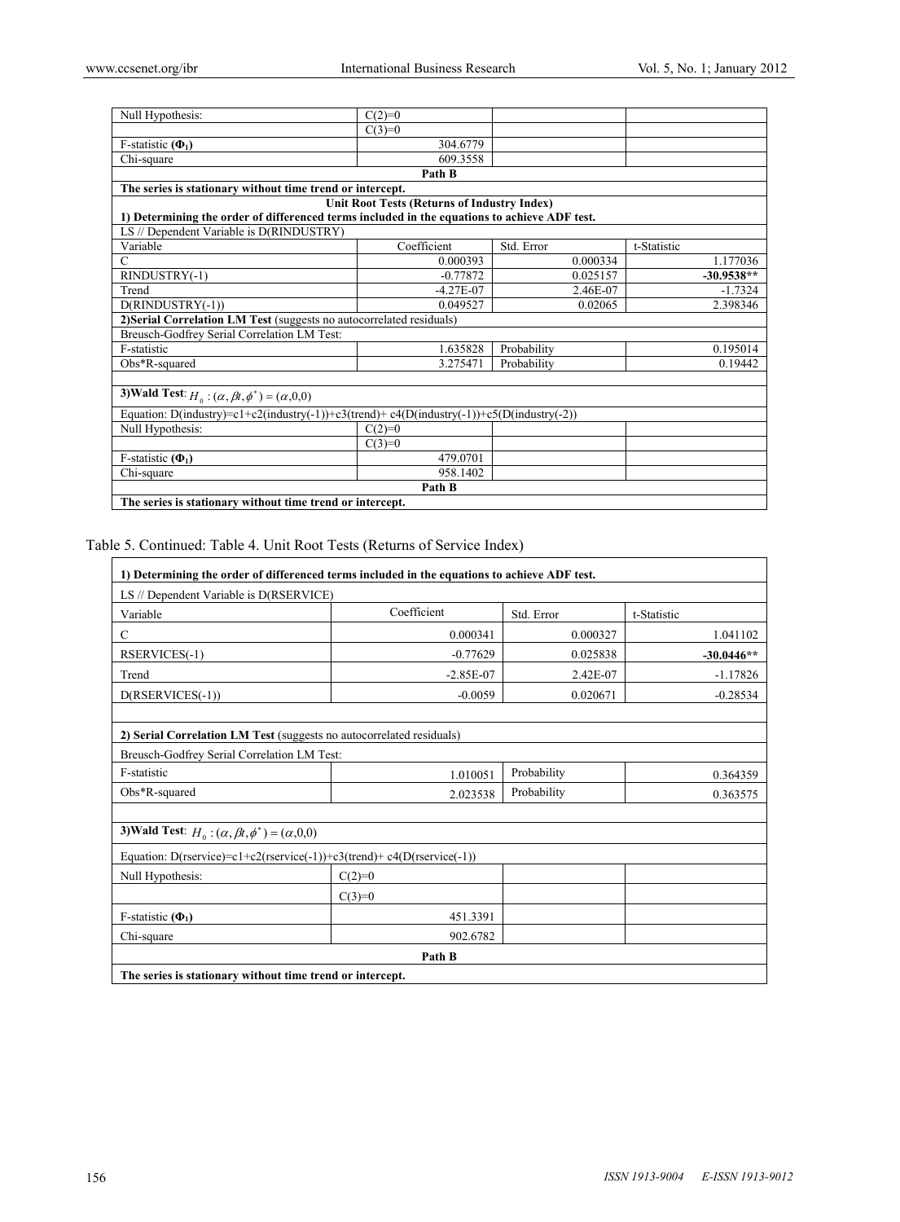| | | | |
|---|---|---|---|
| Null Hypothesis: | C(2)=0 | | |
| | C(3)=0 | | |
| F-statistic (**$\Phi_1$**) | 304.6779 | | |
| Chi-square | 609.3558 | | |
| **Path B** | | | |
| **The series is stationary without time trend or intercept.** | | | |
| **Unit Root Tests (Returns of Industry Index)** | | | |
| **1) Determining the order of differenced terms included in the equations to achieve ADF test.** | | | |
| LS // Dependent Variable is D(RINDUSTRY) | | | |
| Variable | Coefficient | Std. Error | t-Statistic |
| C | 0.000393 | 0.000334 | 1.177036 |
| RINDUSTRY(-1) | -0.77872 | 0.025157 | **-30.9538**** |
| Trend | -4.27E-07 | 2.46E-07 | -1.7324 |
| D(RINDUSTRY(-1)) | 0.049527 | 0.02065 | 2.398346 |
| **2)Serial Correlation LM Test** (suggests no autocorrelated residuals) | | | |
| Breusch-Godfrey Serial Correlation LM Test: | | | |
| F-statistic | 1.635828 | Probability | 0.195014 |
| Obs*R-squared | 3.275471 | Probability | 0.19442 |
| | | | |
| **3)Wald Test**: $H_0:(\alpha,\beta t,\phi^*)=(\alpha,0,0)$ | | | |
| Equation: D(industry)=c1+c2(industry(-1))+c3(trend)+ c4(D(industry(-1))+c5(D(industry(-2)) | | | |
| Null Hypothesis: | C(2)=0 | | |
| | C(3)=0 | | |
| F-statistic (**$\Phi_1$**) | 479.0701 | | |
| Chi-square | 958.1402 | | |
| **Path B** | | | |
| **The series is stationary without time trend or intercept.** | | | |

Table 5. Continued: Table 4. Unit Root Tests (Returns of Service Index)

| | | | |
|---|---|---|---|
| **1) Determining the order of differenced terms included in the equations to achieve ADF test.** | | | |
| LS // Dependent Variable is D(RSERVICE) | | | |
| Variable | Coefficient | Std. Error | t-Statistic |
| C | 0.000341 | 0.000327 | 1.041102 |
| RSERVICES(-1) | -0.77629 | 0.025838 | **-30.0446**** |
| Trend | -2.85E-07 | 2.42E-07 | -1.17826 |
| D(RSERVICES(-1)) | -0.0059 | 0.020671 | -0.28534 |
| | | | |
| **2) Serial Correlation LM Test** (suggests no autocorrelated residuals) | | | |
| Breusch-Godfrey Serial Correlation LM Test: | | | |
| F-statistic | 1.010051 | Probability | 0.364359 |
| Obs*R-squared | 2.023538 | Probability | 0.363575 |
| | | | |
| **3)Wald Test**: $H_0:(\alpha,\beta t,\phi^*)=(\alpha,0,0)$ | | | |
| Equation: D(rservice)=c1+c2(rservice(-1))+c3(trend)+ c4(D(rservice(-1)) | | | |
| Null Hypothesis: | C(2)=0 | | |
| | C(3)=0 | | |
| F-statistic (**$\Phi_1$**) | 451.3391 | | |
| Chi-square | 902.6782 | | |
| **Path B** | | | |
| **The series is stationary without time trend or intercept.** | | | |